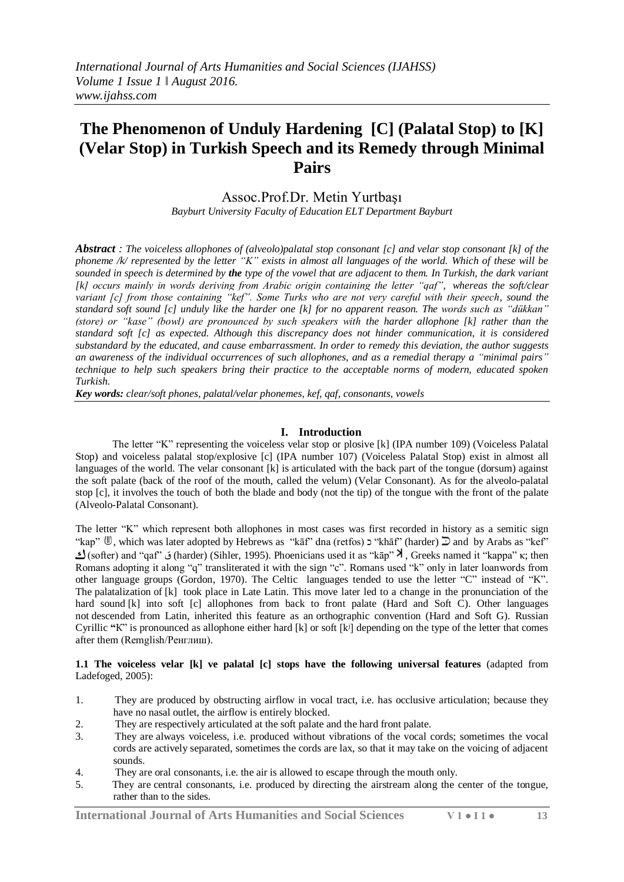*International Journal of Arts Humanities and Social Sciences (IJAHSS)*
*Volume 1 Issue 1 ǁ August 2016.*
*www.ijahss.com*

# The Phenomenon of Unduly Hardening [C] (Palatal Stop) to [K] (Velar Stop) in Turkish Speech and its Remedy through Minimal Pairs

Assoc.Prof.Dr. Metin Yurtbaşı
*Bayburt University Faculty of Education ELT Department Bayburt*

***Abstract** : The voiceless allophones of (alveolo)palatal stop consonant [c] and velar stop consonant [k] of the phoneme /k/ represented by the letter "K" exists in almost all languages of the world. Which of these will be sounded in speech is determined by **the** type of the vowel that are adjacent to them. In Turkish, the dark variant [k] occurs mainly in words deriving from Arabic origin containing the letter "qaf", whereas the soft/clear variant [c] from those containing "kef". Some Turks who are not very careful with their speech, sound the standard soft sound [c] unduly like the harder one [k] for no apparent reason. The words such as "dükkan" (store) or "kase" (bowl) are pronounced by such speakers with the harder allophone [k] rather than the standard soft [c] as expected. Although this discrepancy does not hinder communication, it is considered substandard by the educated, and cause embarrassment. In order to remedy this deviation, the author suggests an awareness of the individual occurrences of such allophones, and as a remedial therapy a "minimal pairs" technique to help such speakers bring their practice to the acceptable norms of modern, educated spoken Turkish.*

***Key words:** clear/soft phones, palatal/velar phonemes, kef, qaf, consonants, vowels*

## I. Introduction

The letter "K" representing the voiceless velar stop or plosive [k] (IPA number 109) (Voiceless Palatal Stop) and voiceless palatal stop/explosive [c] (IPA number 107) (Voiceless Palatal Stop) exist in almost all languages of the world. The velar consonant [k] is articulated with the back part of the tongue (dorsum) against the soft palate (back of the roof of the mouth, called the velum) (Velar Consonant). As for the alveolo-palatal stop [c], it involves the touch of both the blade and body (not the tip) of the tongue with the front of the palate (Alveolo-Palatal Consonant).

The letter "K" which represent both allophones in most cases was first recorded in history as a semitic sign "kap" 𓂧, which was later adopted by Hebrews as "kāf" dna (retfos) כ "khāf" (harder) כּ and by Arabs as "kef" ك (softer) and "qaf" ق (harder) (Sihler, 1995). Phoenicians used it as "kāp" 𐤊, Greeks named it "kappa" κ; then Romans adopting it along "q" transliterated it with the sign "c". Romans used "k" only in later loanwords from other language groups (Gordon, 1970). The Celtic languages tended to use the letter "C" instead of "K". The palatalization of [k] took place in Late Latin. This move later led to a change in the pronunciation of the hard sound [k] into soft [c] allophones from back to front palate (Hard and Soft C). Other languages not descended from Latin, inherited this feature as an orthographic convention (Hard and Soft G). Russian Cyrillic "К" is pronounced as allophone either hard [k] or soft [kʲ] depending on the type of the letter that comes after them (Remglish/Ренглиш).

**1.1 The voiceless velar [k] ve palatal [c] stops have the following universal features** (adapted from Ladefoged, 2005):

1. They are produced by obstructing airflow in vocal tract, i.e. has occlusive articulation; because they have no nasal outlet, the airflow is entirely blocked.
2. They are respectively articulated at the soft palate and the hard front palate.
3. They are always voiceless, i.e. produced without vibrations of the vocal cords; sometimes the vocal cords are actively separated, sometimes the cords are lax, so that it may take on the voicing of adjacent sounds.
4. They are oral consonants, i.e. the air is allowed to escape through the mouth only.
5. They are central consonants, i.e. produced by directing the airstream along the center of the tongue, rather than to the sides.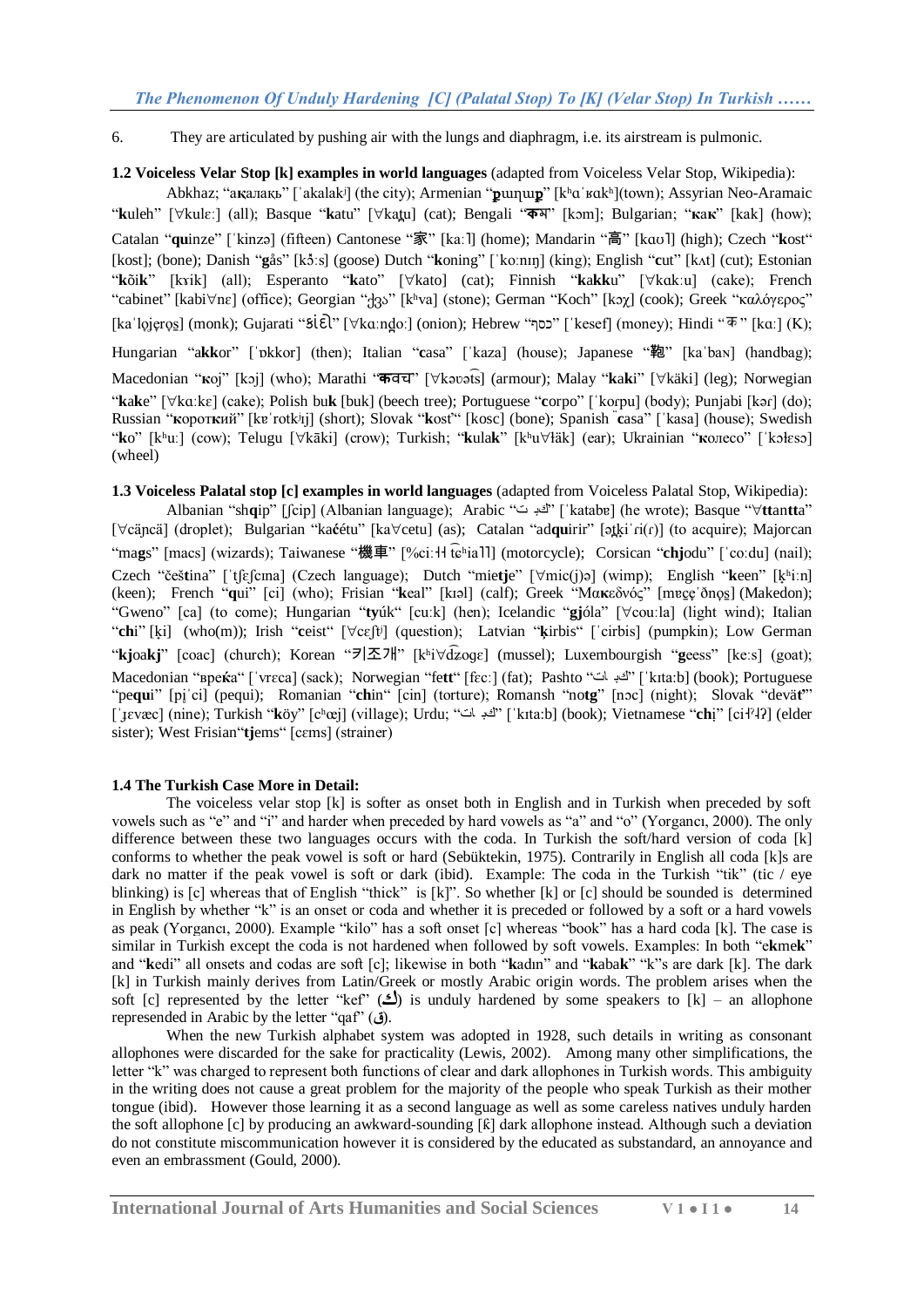6. They are articulated by pushing air with the lungs and diaphragm, i.e. its airstream is pulmonic.

**1.2 Voiceless Velar Stop [k] examples in world languages** (adapted from Voiceless Velar Stop, Wikipedia): Abkhaz; "а**к**алакь" [ˈakalakʲ] (the city); Armenian "**բ**աղաք" [kʰɑˈʁɑkʰ](town); Assyrian Neo-Aramaic "**k**uleh" [∀kulɛː] (all); Basque "**k**atu" [∀kat̪u] (cat); Bengali "**ক**ম" [kɔm]; Bulgarian; "**к**а**к**" [kak] (how); Catalan "**qu**inze" [ˈkinzə] (fifteen) Cantonese "家" [kaː˥] (home); Mandarin "高" [kɑʊ˥] (high); Czech "**k**ost" [kost]; (bone); Danish "**g**ås" [kɔ̊ːs] (goose) Dutch "**k**oning" [ˈkoːnɪŋ] (king); English "**c**ut" [kʌt] (cut); Estonian "**k**õi**k**" [kɤik] (all); Esperanto "**k**ato" [∀kato] (cat); Finnish "**k**a**kk**u" [∀kɑkːu] (cake); French "cabinet" [kabi∀nɛ] (office); Georgian "ქვა" [kʰva] (stone); German "Koch" [kɔχ] (cook); Greek "καλόγερος" [kaˈlo̞ʝe̞ro̞s] (monk); Gujarati "ડુંગળી" [∀kɑːn̪d̪oː] (onion); Hebrew "כסף" [ˈkesef] (money); Hindi "क" [kɑː] (K); Hungarian "a**kk**or" [ˈɒkkor] (then); Italian "**c**asa" [ˈkaza] (house); Japanese "鞄" [kaˈbaɴ] (handbag); Macedonian "**к**ој" [kɔj] (who); Marathi "**क**वच" [∀kəʋət͡s] (armour); Malay "**k**a**k**i" [∀käki] (leg); Norwegian "**k**a**k**e" [∀kɑːkɛ] (cake); Polish bu**k** [buk] (beech tree); Portuguese "**c**orpo" [ˈkoɾpu] (body); Punjabi [kəɾ] (do); Russian "**к**оро**т**кий" [kɐˈrotkʲɪj] (short); Slovak "**k**ost" [kosc] (bone); Spanish "**c**asa" [ˈkasa] (house); Swedish "**k**o" [kʰuː] (cow); Telugu [∀kāki] (crow); Turkish; "**k**ula**k**" [kʰu∀łäk] (ear); Ukrainian "**к**олесо" [ˈkɔlɛsɔ] (wheel)

**1.3 Voiceless Palatal stop [c] examples in world languages** (adapted from Voiceless Palatal Stop, Wikipedia): Albanian "sh**q**ip" [ʃcip] (Albanian language); Arabic "كتب" [ˈkatabɐ] (he wrote); Basque "∀**tt**an**tt**a" [∀cäɲcä] (droplet); Bulgarian "ка**ć**ету" [ka∀cetu] (as); Catalan "ad**qu**irir" [ət̪kiˈri(ɾ)] (to acquire); Majorcan "ma**gs**" [macs] (wizards); Taiwanese "機車" [%ciː˧ t͡ɕʰia˥˥] (motorcycle); Corsican "**chj**odu" [ˈcoːdu] (nail); Czech "če**š**tina" [ˈt͡ʃɛʃcɪna] (Czech language); Dutch "mie**tj**e" [∀mic(j)ə] (wimp); English "**k**een" [kʰiːn] (keen); French "**qu**i" [ci] (who); Frisian "**k**eal" [kɪəl] (calf); Greek "Μα**κ**εδνός" [mɐc̠eˈðno̞s] (Makedon); "Gweno" [ca] (to come); Hungarian "**ty**úk" [cuːk] (hen); Icelandic "**gj**óla" [∀couːla] (light wind); Italian "**chi**" [ki] (who(m)); Irish "**c**eist" [∀cɛʃtʲ] (question); Latvian "**ķ**irbis" [ˈcirbis] (pumpkin); Low German "**kj**oa**kj**" [coac] (church); Korean "키조개" [kʰi∀d͡ʑogɛ] (mussel); Luxembourgish "**g**eess" [keːs] (goat); Macedonian "вре**ќ**а" [ˈvrɛca] (sack); Norwegian "fe**tt**" [fɛcː] (fat); Pashto "كتاب" [ˈkɪtaːb] (book); Portuguese "pe**qu**i" [pj̠ˈci] (pequi); Romanian "**ch**in" [cin] (torture); Romansh "no**tg**" [nɔc] (night); Slovak "devä**ť**" [ˈɟɛvæc] (nine); Turkish "**k**öy" [cʰœj] (village); Urdu; "كتاب" [ˈkɪtaːb] (book); Vietnamese "**ch**ị" [ci˧˨ʔ] (elder sister); West Frisian"**tj**ems" [cɛms] (strainer)

**1.4 The Turkish Case More in Detail:**

The voiceless velar stop [k] is softer as onset both in English and in Turkish when preceded by soft vowels such as "e" and "i" and harder when preceded by hard vowels as "a" and "o" (Yorgancı, 2000). The only difference between these two languages occurs with the coda. In Turkish the soft/hard version of coda [k] conforms to whether the peak vowel is soft or hard (Sebüktekin, 1975). Contrarily in English all coda [k]s are dark no matter if the peak vowel is soft or dark (ibid). Example: The coda in the Turkish "tik" (tic / eye blinking) is [c] whereas that of English "thick" is [k]". So whether [k] or [c] should be sounded is determined in English by whether "k" is an onset or coda and whether it is preceded or followed by a soft or a hard vowels as peak (Yorgancı, 2000). Example "kilo" has a soft onset [c] whereas "book" has a hard coda [k]. The case is similar in Turkish except the coda is not hardened when followed by soft vowels. Examples: In both "e**k**me**k**" and "**k**edi" all onsets and codas are soft [c]; likewise in both "**k**adın" and "**k**aba**k**" "k"s are dark [k]. The dark [k] in Turkish mainly derives from Latin/Greek or mostly Arabic origin words. The problem arises when the soft [c] represented by the letter "kef" (ك) is unduly hardened by some speakers to [k] – an allophone represented in Arabic by the letter "qaf" (ق).

When the new Turkish alphabet system was adopted in 1928, such details in writing as consonant allophones were discarded for the sake for practicality (Lewis, 2002). Among many other simplifications, the letter "k" was charged to represent both functions of clear and dark allophones in Turkish words. This ambiguity in the writing does not cause a great problem for the majority of the people who speak Turkish as their mother tongue (ibid). However those learning it as a second language as well as some careless natives unduly harden the soft allophone [c] by producing an awkward-sounding [k̄] dark allophone instead. Although such a deviation do not constitute miscommunication however it is considered by the educated as substandard, an annoyance and even an embrassment (Gould, 2000).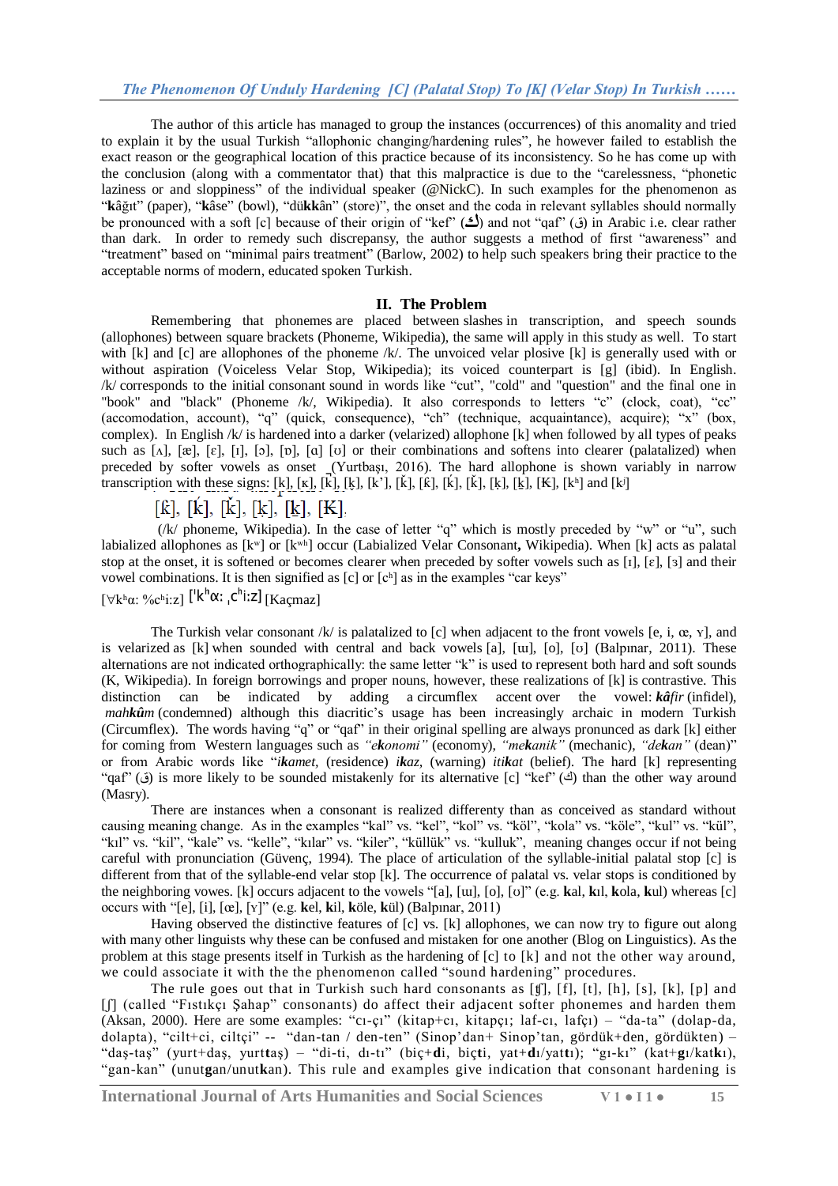The author of this article has managed to group the instances (occurrences) of this anomality and tried to explain it by the usual Turkish "allophonic changing/hardening rules", he however failed to establish the exact reason or the geographical location of this practice because of its inconsistency. So he has come up with the conclusion (along with a commentator that) that this malpractice is due to the "carelessness, "phonetic laziness or and sloppiness" of the individual speaker (@NickC). In such examples for the phenomenon as "**k**âğıt" (paper), "**k**âse" (bowl), "dü**kk**ân" (store)", the onset and the coda in relevant syllables should normally be pronounced with a soft [c] because of their origin of "kef" (ڬ) and not "qaf" (ق) in Arabic i.e. clear rather than dark. In order to remedy such discrepansy, the author suggests a method of first "awareness" and "treatment" based on "minimal pairs treatment" (Barlow, 2002) to help such speakers bring their practice to the acceptable norms of modern, educated spoken Turkish.

## II. The Problem

Remembering that phonemes are placed between slashes in transcription, and speech sounds (allophones) between square brackets (Phoneme, Wikipedia), the same will apply in this study as well. To start with [k] and [c] are allophones of the phoneme /k/. The unvoiced velar plosive [k] is generally used with or without aspiration (Voiceless Velar Stop, Wikipedia); its voiced counterpart is [g] (ibid). In English. /k/ corresponds to the initial consonant sound in words like "cut", "cold" and "question" and the final one in "book" and "black" (Phoneme /k/, Wikipedia). It also corresponds to letters "c" (clock, coat), "cc" (accomodation, account), "q" (quick, consequence), "ch" (technique, acquaintance), acquire); "x" (box, complex). In English /k/ is hardened into a darker (velarized) allophone [k] when followed by all types of peaks such as [ʌ], [æ], [ɛ], [ɪ], [ɔ], [ɒ], [ɑ] [ʊ] or their combinations and softens into clearer (palatalized) when preceded by softer vowels as onset (Yurtbaşı, 2016). The hard allophone is shown variably in narrow transcription with these signs: [k̟], [ʞ], [k̄], [k̠], [k'], [ǩ], [k̂], [ḱ], [k̆], [k̥], [k̤], [Ḱ], [kʰ] and [kʲ]

[k̂], [ḱ], [ǩ], [k̠], [k̲], [K̶].

(/k/ phoneme, Wikipedia). In the case of letter "q" which is mostly preceded by "w" or "u", such labialized allophones as [kʷ] or [kʷʰ] occur (Labialized Velar Consonant**,** Wikipedia). When [k] acts as palatal stop at the onset, it is softened or becomes clearer when preceded by softer vowels such as [ɪ], [ɛ], [ɜ] and their vowel combinations. It is then signified as [c] or [cʰ] as in the examples "car keys"

[∀kʰɑ: %cʰi:z] [ˈkʰɑː ˌcʰiːz] [Kaçmaz]

The Turkish velar consonant /k/ is palatalized to [c] when adjacent to the front vowels [e, i, œ, ʏ], and is velarized as [k] when sounded with central and back vowels [a], [ɯ], [o], [ʊ] (Balpınar, 2011). These alternations are not indicated orthographically: the same letter "k" is used to represent both hard and soft sounds (K, Wikipedia). In foreign borrowings and proper nouns, however, these realizations of [k] is contrastive. This distinction can be indicated by adding a circumflex accent over the vowel: ***kâ****fir* (infidel), *mah****kû****m* (condemned) although this diacritic's usage has been increasingly archaic in modern Turkish (Circumflex). The words having "q" or "qaf" in their original spelling are always pronunced as dark [k] either for coming from Western languages such as *"e****k****onomi"* (economy), *"me****k****anik"* (mechanic), *"de****k****an"* (dean)" or from Arabic words like "***ik****amet,* (residence) ***ik****az,* (warning) *iti****k****at* (belief). The hard [k] representing "qaf" (ق) is more likely to be sounded mistakenly for its alternative [c] "kef" (ك) than the other way around (Masry).

There are instances when a consonant is realized differenty than as conceived as standard without causing meaning change. As in the examples "kal" vs. "kel", "kol" vs. "köl", "kola" vs. "köle", "kul" vs. "kül", "kıl" vs. "kil", "kale" vs. "kelle", "kılar" vs. "kiler", "küllük" vs. "kulluk", meaning changes occur if not being careful with pronunciation (Güvenç, 1994). The place of articulation of the syllable-initial palatal stop [c] is different from that of the syllable-end velar stop [k]. The occurrence of palatal vs. velar stops is conditioned by the neighboring vowes. [k] occurs adjacent to the vowels "[a], [ɯ], [o], [ʊ]" (e.g. **k**al, **k**ıl, **k**ola, **k**ul) whereas [c] occurs with "[e], [i], [œ], [ʏ]" (e.g. **k**el, **k**il, **k**öle, **k**ül) (Balpınar, 2011)

Having observed the distinctive features of [c] vs. [k] allophones, we can now try to figure out along with many other linguists why these can be confused and mistaken for one another (Blog on Linguistics). As the problem at this stage presents itself in Turkish as the hardening of [c] to [k] and not the other way around, we could associate it with the the phenomenon called "sound hardening" procedures.

The rule goes out that in Turkish such hard consonants as [ʧ], [f], [t], [h], [s], [k], [p] and [ʃ] (called "Fıstıkçı Şahap" consonants) do affect their adjacent softer phonemes and harden them (Aksan, 2000). Here are some examples: "cı-çı" (kitap+cı, kitapçı; laf-cı, lafçı) – "da-ta" (dolap-da, dolapta), "cilt+ci, ciltçi" -- "dan-tan / den-ten" (Sinop'dan+ Sinop'tan, gördük+den, gördükten) – "daş-taş" (yurt+daş, yurt**t**aş) – "di-ti, dı-tı" (biç+**d**i, biç**t**i, yat+**d**ı/yat**t**ı); "gı-kı" (kat+**g**ı/kat**k**ı), "gan-kan" (unut**g**an/unut**k**an). This rule and examples give indication that consonant hardening is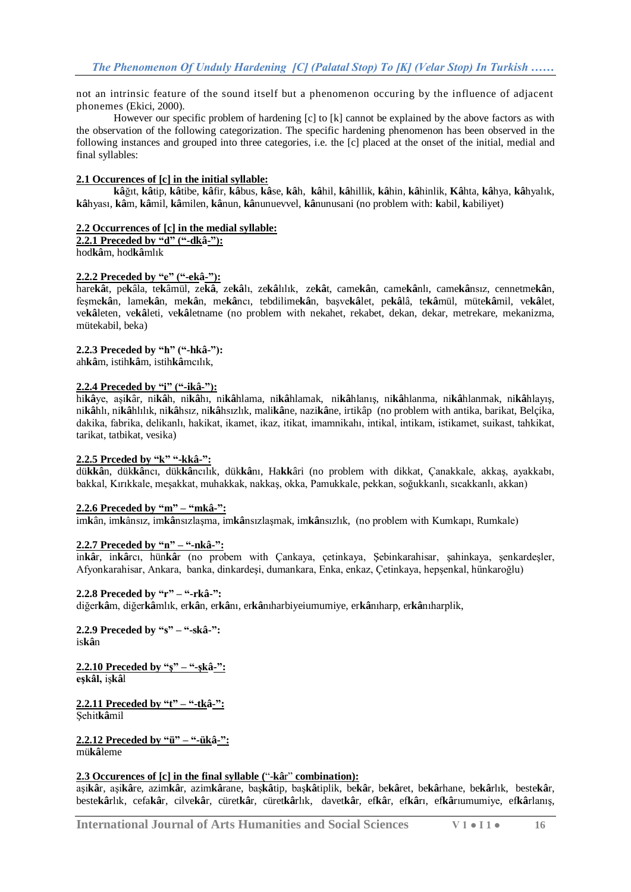not an intrinsic feature of the sound itself but a phenomenon occuring by the influence of adjacent phonemes (Ekici, 2000).

However our specific problem of hardening [c] to [k] cannot be explained by the above factors as with the observation of the following categorization. The specific hardening phenomenon has been observed in the following instances and grouped into three categories, i.e. the [c] placed at the onset of the initial, medial and final syllables:

**2.1 Occurences of [c] in the initial syllable:**

**kâ**ğıt, **kâ**tip, **kâ**tibe, **kâ**fir, **kâ**bus, **kâ**se, **kâ**h, **kâ**hil, **kâ**hillik, **kâ**hin, **kâ**hinlik, **Kâ**hta, **kâ**hya, **kâ**hyalık, **kâ**hyası, **kâ**m, **kâ**mil, **kâ**milen, **kâ**nun, **kâ**nunuevvel, **kâ**nunusani (no problem with: **k**abil, **k**abiliyet)

**2.2 Occurrences of [c] in the medial syllable:**

**2.2.1 Preceded by "d" ("-dkâ-"):**

hod**kâ**m, hod**kâ**mlık

**2.2.2 Preceded by "e" ("-ekâ-"):**

hare**kâ**t, pe**k**âla, te**k**âmül, ze**kâ**, ze**kâ**lı, ze**kâ**lılık, ze**kâ**t, came**kâ**n, came**kâ**nlı, came**kâ**nsız, cennetme**kâ**n, feşme**kâ**n, lame**kâ**n, me**kâ**n, me**kâ**ncı, tebdilime**kâ**n, başve**kâ**let, pe**kâ**lâ, te**kâ**mül, müte**kâ**mil, ve**kâ**let, ve**kâ**leten, ve**kâ**leti, ve**kâ**letname (no problem with nekahet, rekabet, dekan, dekar, metrekare, mekanizma, mütekabil, beka)

**2.2.3 Preceded by "h" ("-hkâ-"):**

ah**kâ**m, istih**kâ**m, istih**kâ**mcılık,

**2.2.4 Preceded by "i" ("-ikâ-"):**

hi**kâ**ye, aşi**k**âr, ni**kâ**h, ni**kâ**hı, ni**kâ**hlama, ni**kâ**hlamak, ni**kâ**hlanış, ni**kâ**hlanma, ni**kâ**hlanmak, ni**kâ**hlayış, ni**kâ**hlı, ni**kâ**hlılık, ni**kâ**hsız, ni**kâ**hsızlık, mali**kâ**ne, nazi**kâ**ne, irtikâp (no problem with antika, barikat, Belçika, dakika, fabrika, delikanlı, hakikat, ikamet, ikaz, itikat, imamnikahı, intikal, intikam, istikamet, suikast, tahkikat, tarikat, tatbikat, vesika)

**2.2.5 Prceded by "k" "-kkâ-":**

dü**kkâ**n, dük**kâ**ncı, dük**kâ**ncılık, dük**kâ**nı, Ha**kk**âri (no problem with dikkat, Çanakkale, akkaş, ayakkabı, bakkal, Kırıkkale, meşakkat, muhakkak, nakkaş, okka, Pamukkale, pekkan, soğukkanlı, sıcakkanlı, akkan)

**2.2.6 Preceded by "m" – "mkâ-":**

im**k**ân, im**k**ânsız, im**kâ**nsızlaşma, im**kâ**nsızlaşmak, im**kâ**nsızlık, (no problem with Kumkapı, Rumkale)

**2.2.7 Preceded by "n" – "-nkâ-":**

in**kâ**r, in**kâ**rcı, hün**kâ**r (no probem with Çankaya, çetinkaya, Şebinkarahisar, şahinkaya, şenkardeşler, Afyonkarahisar, Ankara, banka, dinkardeşi, dumankara, Enka, enkaz, Çetinkaya, hepşenkal, hünkaroğlu)

**2.2.8 Preceded by "r" – "-rkâ-":**

diğer**kâ**m, diğer**kâ**mlık, er**kâ**n, er**kâ**nı, er**kâ**nıharbiyeiumumiye, er**kâ**nıharp, er**kâ**nıharplik,

**2.2.9 Preceded by "s" – "-skâ-":**

is**kâ**n

**2.2.10 Preceded by "ş" – "-şkâ-":**

**eşkâl,** iş**kâ**l

**2.2.11 Preceded by "t" – "-tkâ-":**

Şehit**kâ**mil

**2.2.12 Preceded by "ü" – "-ükâ-":**

mü**kâ**leme

**2.3 Occurences of [c] in the final syllable ("-kâr" combination):**

aşi**kâ**r, aşi**kâ**re, azim**kâ**r, azim**kâ**rane, baş**kâ**tip, baş**kâ**tiplik, be**kâ**r, be**kâ**ret, be**kâ**rhane, be**kâ**rlık, beste**kâ**r, beste**kâ**rlık, cefa**kâ**r, cilve**kâ**r, cüret**kâ**r, cüret**kâ**rlık, davet**kâ**r, ef**kâ**r, ef**kâ**rı, ef**kâ**rıumumiye, ef**kâ**rlanış,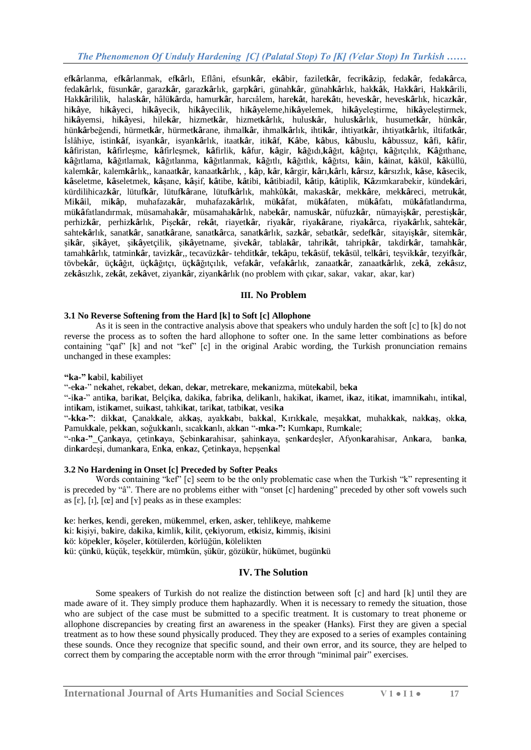ef**kâr**lanma, ef**kâr**lanmak, ef**kâr**lı, Eflâni, efsun**kâr**, e**kâ**bir, fazilet**kâr**, fecri**kâ**zip, feda**kâr**, feda**kâr**ca, feda**kâr**lık, füsun**kâr**, garaz**kâr**, garaz**kâr**lık, garp**kâ**ri, günah**kâr**, günah**kâr**lık, hak**kâ**k, Hak**kâ**ri, Hak**kâ**rili, Hak**kâ**rililik, halas**kâr**, hâlü**kâ**rda, hamur**kâr**, harcıâlem, hare**kât**, hare**kâ**tı, heves**kâr**, heves**kâr**lık, hicaz**kâr**, hi**kâ**ye, hi**kâ**yeci, hi**kâ**yecik, hi**kâ**yecilik, hi**kâ**yeleme,hi**kâ**yelemek, hi**kâ**yeleştirme, hi**kâ**yeleştirmek, hi**kâ**yemsi, hi**kâ**yesi, hile**kâr**, hizmet**kâr**, hizmet**kâr**lık, hulus**kâr**, hulus**kâr**lık, husumet**kâr**, hün**kâr**, hün**kâr**beğendi, hürmet**kâr**, hürmet**kâ**rane, ihmal**kâr**, ihmal**kâr**lık, ihti**kâr**, ihtiyat**kâr**, ihtiyat**kâr**lık, iltifat**kâr**, İslâhiye, istin**kâ**f, isyan**kâr**, isyan**kâr**lık, itaat**kâr**, iti**kâ**f, **Kâ**be, **kâ**bus, **kâ**buslu, **kâ**bussuz, **kâ**fi, **kâ**fir, **kâ**firistan, **kâ**firleşme, **kâ**firleşmek, **kâ**firlik, **kâ**fur, **kâ**gir, **kâ**ğıdı,**kâ**ğıt, **kâ**ğıtçı, **kâ**ğıtçılık, **Kâ**ğıthane, **kâ**ğıtlama, **kâ**ğıtlamak, **kâ**ğıtlanma, **kâ**ğıtlanmak, **kâ**ğıtlı, **kâ**ğıtlık, **kâ**ğıtsı, **kâ**in, **kâ**inat, **kâ**kül, **kâ**küllü, kalem**kâr**, kalem**kâr**lık,, kanaat**kâr**, kanaat**kâr**lık, , **kâ**p, **kâr**, **kâr**gir, **kâr**ı,**kâr**lı, **kâr**sız, **kâr**sızlık, **kâ**se, **kâ**secik, **kâ**seletme, **kâ**seletmek, **kâ**şane, **kâ**şif, **kâ**tibe, **kâ**tibi, **kâ**tibiadil, **kâ**tip, **kâ**tiplik, **Kâ**zımkarabekir, künde**kâ**ri, kürdilihicaz**kâr**, lütuf**kâr**, lütuf**kâ**rane, lütuf**kâr**lık, mahkû**kât**, makas**kâr**, mek**kâ**re, mek**kâ**reci, metru**kât**, Mi**kâ**il, mi**kâ**p, muhafaza**kâr**, muhafaza**kâr**lık, mü**kâ**fat, mü**kâ**faten, mü**kâ**fatı, mü**kâ**fatlandırma, mü**kâ**fatlandırmak, müsamaha**kâr**, müsamaha**kâr**lık, nabe**kâr**, namus**kâr**, nüfuz**kâr**, nümayiş**kâr**, perestiş**kâr**, perhiz**kâr**, perhiz**kâr**lık, Pişe**kâr**, re**kât**, riayet**kâr**, riya**kâr**, riya**kâ**rane, riya**kâ**rca, riya**kâr**lık, sahte**kâr**, sahte**kâr**lık, sanat**kâr**, sanat**kâ**rane, sanat**kâ**rca, sanat**kâr**lık, saz**kâr**, sebat**kâr**, sedef**kâr**, sitayiş**kâr**, sitem**kâr**, şi**kâr**, şi**kâ**yet, şi**kâ**yetçilik, şi**kâ**yetname, şive**kâr**, tabla**kâr**, tahri**kât**, tahrip**kâr**, takdir**kâr**, tamah**kâr**, tamah**kâr**lık, tatmin**kâr**, taviz**kâr**,, tecavüz**kâr**- tehdit**kâr**, te**kâ**pu, te**kâ**süf, te**kâ**sül, tel**kâ**ri, teşvik**kâr**, tezyif**kâr**, tövbe**kâr**, üç**kâ**ğıt, üç**kâ**ğıtçı, üç**kâ**ğıtçılık, vefa**kâr**, vefa**kâr**lık, zanaat**kâr**, zanaat**kâr**lık, ze**kâ**, ze**kâ**sız, ze**kâ**sızlık, ze**kât**, ze**kâ**vet, ziyan**kâr**, ziyan**kâr**lık (no problem with çıkar, sakar, vakar, akar, kar)

## III. No Problem

### 3.1 No Reverse Softening from the Hard [k] to Soft [c] Allophone

As it is seen in the contractive analysis above that speakers who unduly harden the soft [c] to [k] do not reverse the process as to soften the hard allophone to softer one. In the same letter combinations as before containing "qaf" [k] and not "kef" [c] in the original Arabic wording, the Turkish pronunciation remains unchanged in these examples:

**"ka-" ka**bil, **ka**biliyet

"-e**ka**-" ne**ka**het, re**ka**bet, de**ka**n, de**ka**r, metre**ka**re, me**ka**nizma, müte**ka**bil, be**ka**

"-i**ka**-" anti**ka**, bari**ka**t, Belçi**ka**, daki**ka**, fabri**ka**, deli**ka**nlı, haki**ka**t, i**ka**met, i**ka**z, iti**ka**t, imamni**ka**hı, inti**ka**l, inti**ka**m, isti**ka**met, sui**ka**st, tahki**ka**t, tari**ka**t, tatbi**ka**t, vesi**ka**

"**-kka-"**: dik**ka**t, Çanak**ka**le, ak**ka**ş, ayak**ka**bı, bak**ka**l, Kırık**ka**le, meşak**ka**t, muhak**ka**k, nak**ka**ş, ok**ka**, Pamuk**ka**le, pek**ka**n, soğuk**ka**nlı, sıcak**ka**nlı, ak**ka**n "**-mka-":** Kum**ka**pı, Rum**ka**le;

"-n**ka**-"_Çan**ka**ya, çetin**ka**ya, Şebin**ka**rahisar, şahin**ka**ya, şen**ka**rdeşler, Afyon**ka**rahisar, An**ka**ra, ban**ka**, din**ka**rdeşi, duman**ka**ra, En**ka**, en**ka**z, Çetin**ka**ya, hepşen**ka**l

### 3.2 No Hardening in Onset [c] Preceded by Softer Peaks

Words containing "kef" [c] seem to be the only problematic case when the Turkish "k" representing it is preceded by "â". There are no problems either with "onset [c] hardening" preceded by other soft vowels such as [ɛ], [ɪ], [œ] and [ʏ] peaks as in these examples:

**k**e: her**k**es, **k**endi, gere**k**en, mü**k**emmel, er**k**en, as**k**er, tehli**k**eye, mah**k**eme
**k**i: **k**işiyi, ba**k**ire, da**k**ika, **k**imlik, **k**ilit, çe**k**iyorum, et**k**isiz, **k**immiş, i**k**isini
**k**ö: köpe**k**ler, **k**öşeler, **k**ötülerden, **k**örlüğün, **k**ölelikten
**k**ü: çün**k**ü, **k**üçük, teşek**k**ür, müm**k**ün, şü**k**ür, gözü**k**ür, hü**k**ümet, bugün**k**ü

## IV. The Solution

Some speakers of Turkish do not realize the distinction between soft [c] and hard [k] until they are made aware of it. They simply produce them haphazardly. When it is necessary to remedy the situation, those who are subject of the case must be submitted to a specific treatment. It is customary to treat phoneme or allophone discrepancies by creating first an awareness in the speaker (Hanks). First they are given a special treatment as to how these sound physically produced. They they are exposed to a series of examples containing these sounds. Once they recognize that specific sound, and their own error, and its source, they are helped to correct them by comparing the acceptable norm with the error through "minimal pair" exercises.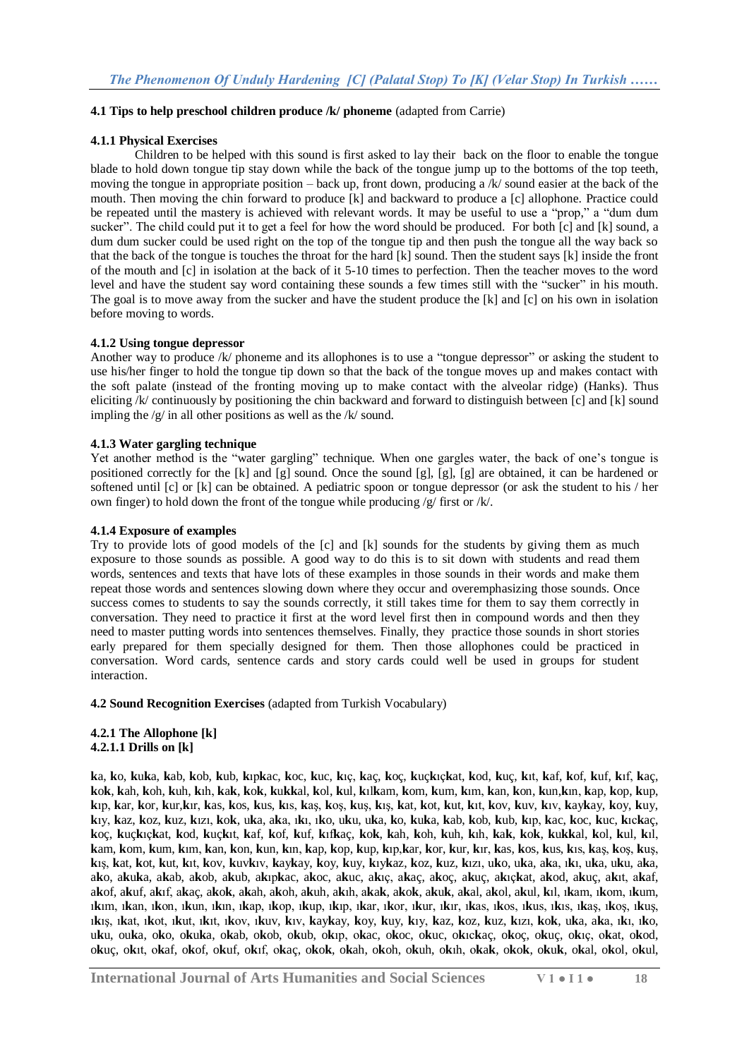### 4.1 Tips to help preschool children produce /k/ phoneme (adapted from Carrie)

#### 4.1.1 Physical Exercises

Children to be helped with this sound is first asked to lay their back on the floor to enable the tongue blade to hold down tongue tip stay down while the back of the tongue jump up to the bottoms of the top teeth, moving the tongue in appropriate position – back up, front down, producing a /k/ sound easier at the back of the mouth. Then moving the chin forward to produce [k] and backward to produce a [c] allophone. Practice could be repeated until the mastery is achieved with relevant words. It may be useful to use a "prop," a "dum dum sucker". The child could put it to get a feel for how the word should be produced. For both [c] and [k] sound, a dum dum sucker could be used right on the top of the tongue tip and then push the tongue all the way back so that the back of the tongue is touches the throat for the hard [k] sound. Then the student says [k] inside the front of the mouth and [c] in isolation at the back of it 5-10 times to perfection. Then the teacher moves to the word level and have the student say word containing these sounds a few times still with the "sucker" in his mouth. The goal is to move away from the sucker and have the student produce the [k] and [c] on his own in isolation before moving to words.

#### 4.1.2 Using tongue depressor

Another way to produce /k/ phoneme and its allophones is to use a "tongue depressor" or asking the student to use his/her finger to hold the tongue tip down so that the back of the tongue moves up and makes contact with the soft palate (instead of the fronting moving up to make contact with the alveolar ridge) (Hanks). Thus eliciting /k/ continuously by positioning the chin backward and forward to distinguish between [c] and [k] sound impling the /g/ in all other positions as well as the /k/ sound.

#### 4.1.3 Water gargling technique

Yet another method is the "water gargling" technique. When one gargles water, the back of one's tongue is positioned correctly for the [k] and [g] sound. Once the sound [g], [g], [g] are obtained, it can be hardened or softened until [c] or [k] can be obtained. A pediatric spoon or tongue depressor (or ask the student to his / her own finger) to hold down the front of the tongue while producing /g/ first or /k/.

#### 4.1.4 Exposure of examples

Try to provide lots of good models of the [c] and [k] sounds for the students by giving them as much exposure to those sounds as possible. A good way to do this is to sit down with students and read them words, sentences and texts that have lots of these examples in those sounds in their words and make them repeat those words and sentences slowing down where they occur and overemphasizing those sounds. Once success comes to students to say the sounds correctly, it still takes time for them to say them correctly in conversation. They need to practice it first at the word level first then in compound words and then they need to master putting words into sentences themselves. Finally, they practice those sounds in short stories early prepared for them specially designed for them. Then those allophones could be practiced in conversation. Word cards, sentence cards and story cards could well be used in groups for student interaction.

### 4.2 Sound Recognition Exercises (adapted from Turkish Vocabulary)

#### 4.2.1 The Allophone [k]
##### 4.2.1.1 Drills on [k]

**k**a, **k**o, **k**u**k**a, **k**ab, **k**ob, **k**ub, **k**ıp**k**ac, **k**oc, **k**uc, **k**ıç, **k**aç, **k**oç, **k**uç**k**ıç**k**at, **k**od, **k**uç, **k**ıt, **k**af, **k**of, **k**uf, **k**ıf, **k**aç, **k**o**k**, **k**ah, **k**oh, **k**uh, **k**ıh, **k**a**k**, **k**o**k**, **k**u**kk**al, **k**ol, **k**ul, **k**ıl**k**am, **k**om, **k**um, **k**ım, **k**an, **k**on, **k**un,**k**ın, **k**ap, **k**op, **k**up, **k**ıp, **k**ar, **k**or, **k**ur,**k**ır, **k**as, **k**os, **k**us, **k**ıs, **k**aş, **k**oş, **k**uş, **k**ış, **k**at, **k**ot, **k**ut, **k**ıt, **k**ov, **k**uv, **k**ıv, **k**ay**k**ay, **k**oy, **k**uy, **k**ıy, **k**az, **k**oz, **k**uz, **k**ızı, **k**o**k**, u**k**a, a**k**a, ı**k**ı, ı**k**o, u**k**u, u**k**a, **k**o, **k**u**k**a, **k**ab, **k**ob, **k**ub, **k**ıp, **k**ac, **k**oc, **k**uc, **k**ıc**k**aç, **k**oç, **k**uç**k**ıç**k**at, **k**od, **k**uç**k**ıt, **k**af, **k**of, **k**uf, **k**ıf**k**aç, **k**o**k**, **k**ah, **k**oh, **k**uh, **k**ıh, **k**a**k**, **k**o**k**, **k**u**kk**al, **k**ol, **k**ul, **k**ıl, **k**am, **k**om, **k**um, **k**ım, **k**an, **k**on, **k**un, **k**ın, **k**ap, **k**op, **k**up, **k**ıp,**k**ar, **k**or, **k**ur, **k**ır, **k**as, **k**os, **k**us, **k**ıs, **k**aş, **k**oş, **k**uş, **k**ış, **k**at, **k**ot, **k**ut, **k**ıt, **k**ov, **k**uv**k**ıv, **k**ay**k**ay, **k**oy, **k**uy, **k**ıy**k**az, **k**oz, **k**uz, **k**ızı, u**k**o, u**k**a, a**k**a, ı**k**ı, u**k**a, u**k**u, a**k**a, a**k**o, a**k**u**k**a, a**k**ab, a**k**ob, a**k**ub, a**k**ıp**k**ac, a**k**oc, a**k**uc, a**k**ıç, a**k**aç, a**k**oç, a**k**uç, a**k**ıç**k**at, a**k**od, a**k**uç, a**k**ıt, a**k**af, a**k**of, a**k**uf, a**k**ıf, a**k**aç, a**k**o**k**, a**k**ah, a**k**oh, a**k**uh, a**k**ıh, a**k**a**k**, a**k**o**k**, a**k**u**k**, a**k**al, a**k**ol, a**k**ul, **k**ıl, ı**k**am, ı**k**om, ı**k**um, ı**k**ım, ı**k**an, ı**k**on, ı**k**un, ı**k**ın, ı**k**ap, ı**k**op, ı**k**up, ı**k**ıp, ı**k**ar, ı**k**or, ı**k**ur, ı**k**ır, ı**k**as, ı**k**os, ı**k**us, ı**k**ıs, ı**k**aş, ı**k**oş, ı**k**uş, ı**k**ış, ı**k**at, ı**k**ot, ı**k**ut, ı**k**ıt, ı**k**ov, ı**k**uv, **k**ıv, **k**ay**k**ay, **k**oy, **k**uy, **k**ıy, **k**az, **k**oz, **k**uz, **k**ızı, **k**o**k**, u**k**a, a**k**a, ı**k**ı, ı**k**o, u**k**u, ou**k**a, o**k**o, o**k**u**k**a, o**k**ab, o**k**ob, o**k**ub, o**k**ıp, o**k**ac, o**k**oc, o**k**uc, o**k**ıc**k**aç, o**k**oç, o**k**uç, o**k**ıç, o**k**at, o**k**od, o**k**uç, o**k**ıt, o**k**af, o**k**of, o**k**uf, o**k**ıf, o**k**aç, o**k**o**k**, o**k**ah, o**k**oh, o**k**uh, o**k**ıh, o**k**a**k**, o**k**o**k**, o**k**u**k**, o**k**al, o**k**ol, o**k**ul,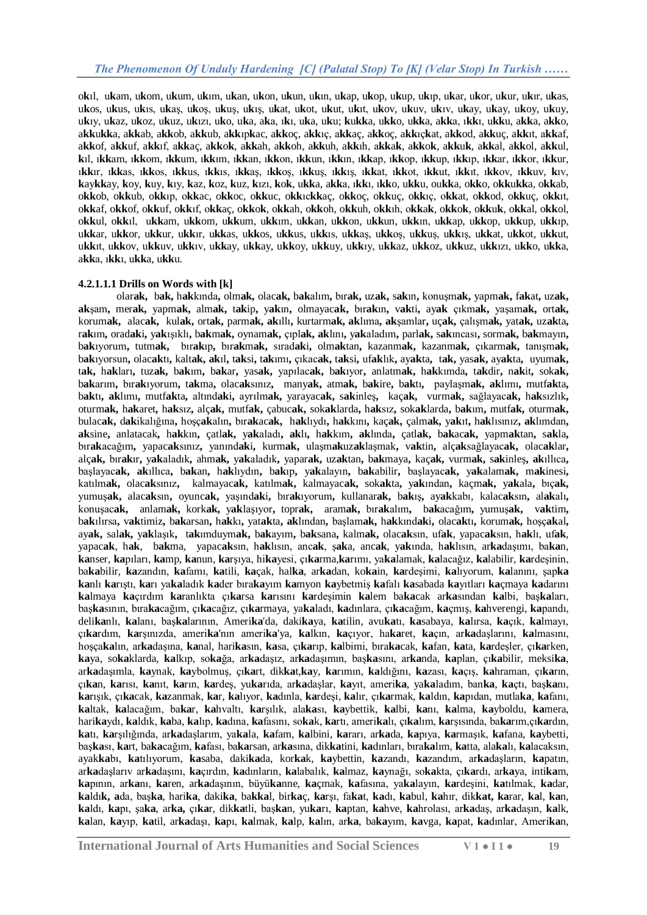o**k**ıl, u**k**am, u**k**om, u**k**um, u**k**ım, u**k**an, u**k**on, u**k**un, u**k**ın, u**k**ap, u**k**op, u**k**up, u**k**ıp, u**k**ar, u**k**or, u**k**ur, u**k**ır, u**k**as, u**k**os, u**k**us, u**k**ıs, u**k**aş, u**k**oş, u**k**uş, u**k**ış, u**k**at, u**k**ot, u**k**ut, u**k**ıt, u**k**ov, u**k**uv, u**k**ıv, u**k**ay, u**k**ay, u**k**oy, u**k**uy, u**k**ıy, u**k**az, u**k**oz, u**k**uz, u**k**ızı, u**k**o, u**k**a, a**k**a, ı**k**ı, u**k**a, u**k**u; **k**u**kk**a, u**kk**o, u**kk**a, a**kk**a, ı**kk**ı, u**kk**u, a**kk**a, a**kk**o, a**kk**u**kk**a, a**kk**ab, a**kk**ob, a**kk**ub, a**kk**ıp**k**ac, a**kk**oç, a**kk**ıç, a**kk**aç, a**kk**oç, a**kk**ıç**k**at, a**kk**od, a**kk**uç, a**kk**ıt, a**kk**af, a**kk**of, a**kk**uf, a**kk**ıf, a**kk**aç, a**kk**o**k**, a**kk**ah, a**kk**oh, a**kk**uh, a**kk**ıh, a**kk**a**k**, a**kk**o**k**, a**kk**u**k**, a**kk**al, a**kk**ol, a**kk**ul, **k**ıl, ı**kk**am, ı**kk**om, ı**kk**um, ı**kk**ım, ı**kk**an, ı**kk**on, ı**kk**un, ı**kk**ın, ı**kk**ap, ı**kk**op, ı**kk**up, ı**kk**ıp, ı**kk**ar, ı**kk**or, ı**kk**ur, ı**kk**ır, ı**kk**as, ı**kk**os, ı**kk**us, ı**kk**ıs, ı**kk**aş, ı**kk**oş, ı**kk**uş, ı**kk**ış, ı**kk**at, ı**kk**ot, ı**kk**ut, ı**kk**ıt, ı**kk**ov, ı**kk**uv, **k**ıv, **k**ay**kk**ay, **k**oy, **k**uy, **k**ıy, **k**az, **k**oz, **k**uz, **k**ızı, **k**o**k**, u**kk**a, a**kk**a, ı**kk**ı, ı**kk**o, u**kk**u, ou**kk**a, o**kk**o, o**kk**u**kk**a, o**kk**ab, o**kk**ob, o**kk**ub, o**kk**ıp, o**kk**ac, o**kk**oc, o**kk**uc, o**kk**ıc**kk**aç, o**kk**oç, o**kk**uç, o**kk**ıç, o**kk**at, o**kk**od, o**kk**uç, o**kk**ıt, o**kk**af, o**kk**of, o**kk**uf, o**kk**ıf, o**kk**aç, o**kk**o**k**, o**kk**ah, o**kk**oh, o**kk**uh, o**kk**ıh, o**kk**a**k**, o**kk**o**k**, o**kk**u**k**, o**kk**al, o**kk**ol, o**kk**ul, o**kk**ıl, u**kk**am, u**kk**om, u**kk**um, u**kk**ım, u**kk**an, u**kk**on, u**kk**un, u**kk**ın, u**kk**ap, u**kk**op, u**kk**up, u**kk**ıp, u**kk**ar, u**kk**or, u**kk**ur, u**kk**ır, u**kk**as, u**kk**os, u**kk**us, u**kk**ıs, u**kk**aş, u**kk**oş, u**kk**uş, u**kk**ış, u**kk**at, u**kk**ot, u**kk**ut, u**kk**ıt, u**kk**ov, u**kk**uv, u**kk**ıv, u**kk**ay, u**kk**ay, u**kk**oy, u**kk**uy, u**kk**ıy, u**kk**az, u**kk**oz, u**kk**uz, u**kk**ızı, u**kk**o, u**kk**a, a**kk**a, ı**kk**ı, u**kk**a, u**kk**u.

#### 4.2.1.1.1 Drills on Words with [k]

olar**ak,** ba**k,** ha**k**kında**,** olma**k,** olaca**k,** ba**k**alım**,** bıra**k,** uza**k,** sa**k**ın**,** konuşma**k,** yapma**k,** fa**k**at**,** uza**k,** a**k**şam**,** mera**k,** yapma**k,** alma**k,** ta**k**ip**,** ya**k**ın**,** olmayaca**k,** bıra**k**ın**,** va**k**ti**,** aya**k** çıkma**k,** yaşama**k,** orta**k,** koruma**k,** alaca**k,** kula**k,** orta**k,** parma**k,** a**k**ıllı**,** kurtarma**k,** a**k**lıma**,** a**k**şamlar**,** uça**k,** çalışma**k,** yata**k,** uza**k**ta**,** ra**k**ım**,** orada**k**i**,** ya**k**ışıklı**,** ba**k**ma**k,** oynama**k,** çıpla**k,** a**k**lını**,** ya**k**aladım**,** parla**k,** sa**k**ıncası**,** sorma**k,** ba**k**mayın**,** ba**k**ıyorum**,** tutma**k,** bıra**k**ıp**,** bıra**k**ma**k,** sırada**k**i**,** olma**k**tan**,** kazanma**k,** kazanma**k,** çıkarma**k,** tanışma**k,** ba**k**ıyorsun**,** olaca**k**tı**,** kalta**k,** a**k**ıl**,** ta**k**si**,** ta**k**ımı**,** çıkaca**k,** ta**k**si**,** ufa**k**lık**,** aya**k**ta**,** ta**k,** yasa**k,** aya**k**ta**,** uyuma**k,** ta**k,** ha**k**ları**,** tuza**k,** ba**k**ım**,** ba**k**ar**,** yasa**k,** yapılaca**k,** ba**k**ıyor**,** anlatma**k,** ha**k**kımda**,** ta**k**dir**,** na**k**it**,** soka**k,** ba**k**arım**,** bıra**k**ıyorum**,** ta**k**ma**,** olaca**k**sınız**,** manya**k,** atma**k,** ba**k**ire**,** ba**k**tı**,** paylaşma**k,** a**k**lımı**,** mutfa**k**ta**,** ba**k**tı**,** a**k**lımı**,** mutfa**k**ta**,** altında**k**i**,** ayrılma**k,** yarayaca**k,** sa**k**inleş**,** kaça**k,** vurma**k,** sağlayaca**k,** ha**k**sızlık**,** oturma**k,** ha**k**aret**,** ha**k**sız**,** alça**k,** mutfa**k,** çabuca**k,** soka**k**larda**,** ha**k**sız**,** soka**k**larda**,** ba**k**ım**,** mutfa**k,** oturma**k,** bulaca**k,** da**k**ikalığına**,** hoşça**k**alın**,** bıra**k**aca**k,** ha**k**lıydı**,** ha**k**kını**,** kaça**k,** çalma**k,** ya**k**ıt**,** ha**k**lısınız**,** a**k**lımdan**,** a**k**sine**,** anlatacak**,** ha**k**kın**,** çatla**k,** ya**k**aladı**,** a**k**lı**,** ha**k**kım**,** a**k**lında**,** çatla**k,** ba**k**aca**k,** yapma**k**tan**,** sa**k**la**,** bıra**k**acağım**,** yapaca**k**sınız**,** yanında**k**i**,** kurma**k,** ulaşma**k**uza**k**laşmak**,** va**k**tin**,** alça**k**sağlayaca**k,** olaca**k**lar**,** alça**k,** bıra**k**ır**,** ya**k**aladık**,** ahma**k,** ya**k**aladık**,** yapara**k,** uza**k**tan**,** ba**k**maya**,** kaça**k,** vurma**k,** sa**k**inleş**,** a**k**ıllıca**,** başlayaca**k,** a**k**ıllıca**,** ba**k**an**,** ha**k**lıydın**,** ba**k**ıp**,** ya**k**alayın**,** ba**k**abilir**,** başlayaca**k,** ya**k**alama**k,** ma**k**inesi**,** katılma**k,** olaca**k**sınız**,** kalmayaca**k,** katılma**k,** kalmayaca**k,** soka**k**ta**,** ya**k**ından**,** kaçma**k,** ya**k**ala**,** bıça**k,** yumuşa**k,** alaca**k**sın**,** oyunca**k,** yaşında**k**i**,** bıra**k**ıyorum**,** kullanara**k,** ba**k**ış**,** aya**k**kabı**,** kalaca**k**sın**,** ala**k**alı**,** konuşaca**k,** anlama**k,** korka**k,** ya**k**laşıyor**,** topra**k,** arama**k,** bıra**k**alım**,** ba**k**acağım**,** yumuşa**k,** va**k**tim**,** ba**k**ılırsa**,** va**k**timiz**,** ba**k**arsan**,** ha**k**kı**,** yata**k**ta**,** a**k**lından**,** başlama**k,** ha**k**kında**k**i**,** olaca**k**tı**,** koruma**k,** hoşça**k**al**,** aya**k,** sala**k,** ya**k**laşık**,** ta**k**imduyma**k,** ba**k**ayım**,** ba**k**sana**,** kalma**k,** olaca**k**sın**,** ufa**k,** yapaca**k**sın**,** ha**k**lı**,** ufa**k,** yapaca**k**, ha**k**, ba**k**ma, yapaca**k**sın, ha**k**lısın, anca**k**, şa**k**a, anca**k**, ya**k**ında, ha**k**lısın, ar**ka**daşımı, ba**ka**n, **ka**nser, **ka**pıları, **ka**mp, **ka**nun, **ka**rşıya, hi**ka**yesi, çı**ka**rma,**ka**rımı, ya**ka**lamak, **ka**lacağız, **ka**labilir, **ka**rdeşinin, ba**ka**bilir, **ka**zandın, **ka**famı, **ka**tili, **ka**çak, hal**ka**, ar**ka**dan, ko**ka**in, **ka**rdeşimi, **ka**lıyorum, **ka**lanını, şap**ka** **ka**nlı **ka**rıştı, **ka**rı ya**ka**ladık **ka**der bıra**ka**yım **ka**myon **ka**ybetmiş **ka**falı **ka**sabada **ka**yıtları **ka**çmaya **ka**darını **ka**lmaya **ka**çırdım **ka**ranlıkta çı**ka**rsa **ka**rısını **ka**rdeşimin **ka**lem ba**ka**cak ar**ka**sından **ka**lbi, baş**ka**ları, baş**ka**sının, bıra**ka**cağım, çı**ka**cağız, çı**ka**rmaya, ya**ka**ladı, **ka**dınlara, çı**ka**cağım, **ka**çmış, **ka**hverengi, **ka**pandı, deli**ka**nlı, **ka**lanı, baş**ka**larının, Ameri**ka**'da, daki**ka**ya, **ka**tilin, avu**ka**tı, **ka**sabaya, **ka**lırsa, **ka**çık, **ka**lmayı, çı**ka**rdım, **ka**rşınızda, ameri**ka**'nın ameri**ka**'ya, **ka**lkın, **ka**çıyor, ha**ka**ret, **ka**çın, ar**ka**daşlarını, **ka**lmasını, hoşça**ka**lın, ar**ka**daşına, **ka**nal, hari**ka**sın, **ka**sa, çı**ka**rıp, **ka**lbimi, bıra**ka**cak, **ka**fan, **ka**ta, **ka**rdeşler, çı**ka**rken, **ka**ya, so**ka**klarda, **ka**lkıp, so**ka**ğa, ar**ka**daşız, ar**ka**daşımın, baş**ka**sını, ar**ka**nda, **ka**plan, çı**ka**bilir, meksi**ka**, ar**ka**daşımla, **ka**ynak, **ka**ybolmuş, çı**ka**rt, dik**ka**t,**ka**y, **ka**rımın, **ka**ldığını, **ka**zası, **ka**çış, **ka**hraman, çı**ka**rın, çı**ka**n, **ka**rısı, **ka**nıt, **ka**rın, **ka**rdeş, yu**ka**rıda, ar**ka**daşlar, **ka**yıt, ameri**ka**, ya**ka**ladım, ban**ka**, **ka**çtı, baş**ka**nı, **ka**rışık, çı**ka**cak, **ka**zanmak, **ka**r, **ka**lıyor, **ka**dınla, **ka**rdeşi, **ka**lır, çı**ka**rmak, **ka**ldın, **ka**pıdan, mutla**ka**, **ka**fanı, **ka**ltak, **ka**lacağım, ba**ka**r, **ka**hvaltı, **ka**rşılık, ala**ka**sı, **ka**ybettik, **ka**lbi, **ka**nı, **ka**lma, **ka**yboldu, **ka**mera, hari**ka**ydı, **ka**ldık, **ka**ba, **ka**lıp, **ka**dına, **ka**fasını, so**ka**k, **ka**rtı, ameri**ka**lı, çı**ka**lım, **ka**rşısında, ba**ka**rım,çı**ka**rdın, **ka**tı, **ka**rşılığında, ar**ka**daşlarım, ya**ka**la, **ka**fam, **ka**lbini, **ka**rarı, ar**ka**da, **ka**pıya, **ka**rmaşık, **ka**fana, **ka**ybetti, baş**ka**sı, **ka**rt, ba**ka**cağım, **ka**fası, ba**ka**rsan, ar**ka**sına, dik**ka**tini, **ka**dınları, bıra**ka**lım, **ka**tta, ala**ka**lı, **ka**lacaksın, ayak**ka**bı, **ka**tılıyorum, **ka**saba, daki**ka**da, kor**ka**k, **ka**ybettin, **ka**zandı, **ka**zandım, ar**ka**daşların, **ka**patın, ar**ka**daşlarıv ar**ka**daşını, **ka**çırdın, **ka**dınların, **ka**labalık, **ka**lmaz, **ka**ynağı, so**ka**kta, çı**ka**rdı, ar**ka**ya, inti**ka**m, **ka**pının, ar**ka**nı, **ka**ren, ar**ka**daşının, büyü**ka**nne, **ka**çmak, **ka**fasına, ya**ka**layın, **ka**rdeşini, **ka**tılmak, **ka**dar, **ka**ldı**k,** a**da**, baş**ka**, hari**ka**, daki**ka**, ba**kka**l, bir**ka**ç, **ka**rşı, fa**ka**t, **ka**dı, **ka**bul, **ka**hır, dik**ka**t, **ka**rar, **ka**l, **ka**n, **ka**ldı, **ka**pı, şa**ka**, ar**ka**, çı**ka**r, dik**ka**tli, baş**ka**n, yu**ka**rı, **ka**ptan, **ka**hve, **ka**hrolası, ar**ka**daş, ar**ka**daşın, **ka**lk, **ka**lan, **ka**yıp, **ka**til, ar**ka**daşı, **ka**pı, **ka**lmak, **ka**lp, **ka**lın, ar**ka**, ba**ka**yım, **ka**vga, **ka**pat, **ka**dınlar, Ameri**ka**n,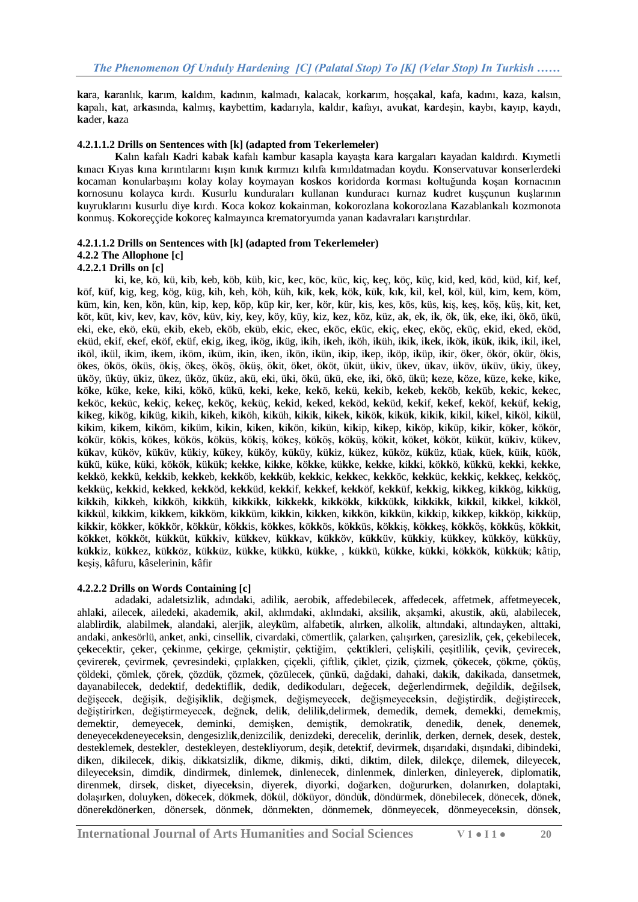**ka**ra, **ka**ranlık, **ka**rım, **ka**ldım, **ka**dının, **ka**lmadı, **ka**lacak, kor**ka**rım, hoşça**ka**l, **ka**fa, **ka**dını, **ka**za, **ka**lsın, **ka**palı, **ka**t, ar**ka**sında, **ka**lmış, **ka**ybettim, **ka**darıyla, **ka**ldır, **ka**fayı, avu**ka**t, **ka**rdeşin, **ka**ybı, **ka**yıp, **ka**ydı, **ka**der, **ka**za

#### 4.2.1.1.2 Drills on Sentences with [k] (adapted from Tekerlemeler)

**K**alın **k**afalı **K**adri **k**aba**k** **k**afalı **k**ambur **k**asapla **k**ayaşta **k**ara **k**argaları **k**ayadan **k**aldırdı. **K**ıymetli **k**ınacı **K**ıyas **k**ına **k**ırıntılarını **k**ışın **k**ını**k** **k**ırmızı **k**ılıfa **k**ımıldatmadan **k**oydu. **K**onservatuvar **k**onserlerde**k**i **k**ocaman **k**onularbaşını **k**olay **k**olay **k**oymayan **k**os**k**os **k**oridorda **k**orması **k**oltuğunda **k**oşan **k**ornacının **k**ornosunu **k**olayca **k**ırdı. **K**usurlu **k**unduraları **k**ullanan **k**underacı **k**urnaz **k**udret **k**uşçunun **k**uşlarının **k**uyru**k**larını **k**usurlu diye **k**ırdı. **K**oca **k**o**k**oz **k**o**k**ainman, **k**o**k**orozlana **k**o**k**orozlana **K**azablan**k**alı **k**ozmonota **k**onmuş. **K**o**k**oreççide **k**o**k**oreç **k**almayınca **k**rematoryumda yanan **k**adavraları **k**arıştırdılar.

#### 4.2.1.1.2 Drills on Sentences with [k] (adapted from Tekerlemeler)

### 4.2.2 The Allophone [c]

#### 4.2.2.1 Drills on [c]

**k**i, **k**e, **k**ö, **k**ü, **k**ib, **k**eb, **k**öb, **k**üb, **k**ic, **k**ec, **k**öc, **k**üc, **k**iç, **k**eç, **k**öç, **k**üç, **k**id, **k**ed, **k**öd, **k**üd, **k**if, **k**ef, **k**öf, **k**üf, **k**ig, **k**eg, **k**ög, **k**üg, **k**ih, **k**eh, **k**öh, **k**üh, **k**ik, **k**ek, **k**ök, **k**ük, **k**ık, **k**il, **k**el, **k**öl, **k**ül, **k**im, **k**em, **k**öm, **k**üm, **k**in, **k**en, **k**ön, **k**ün, **k**ip, **k**ep, **k**öp, **k**üp **k**ir, **k**er, **k**ör, **k**ür, **k**is, **k**es, **k**ös, **k**üs, **k**iş, **k**eş, **k**öş, **k**üş, **k**it, **k**et, **k**öt, **k**üt, **k**iv, **k**ev, **k**av, **k**öv, **k**üv, **k**iy, **k**ey, **k**öy, **k**üy, **k**iz, **k**ez, **k**öz, **k**üz, a**k**, e**k**, i**k**, ö**k**, ü**k**, e**k**e, i**k**i, ö**k**ö, ü**k**ü, e**k**i, e**k**e, e**k**ö, e**k**ü, e**k**ib, e**k**eb, e**k**öb, e**k**üb, e**k**ic, e**k**ec, e**k**öc, e**k**üc, e**k**iç, e**k**eç, e**k**öç, e**k**üç, e**k**id, e**k**ed, e**k**öd, e**k**üd, e**k**if, e**k**ef, e**k**öf, e**k**üf, e**k**ig, i**k**eg, i**k**ög, i**k**üg, i**k**ih, i**k**eh, i**k**öh, i**k**üh, i**k**i**k**, i**k**e**k**, i**k**ö**k**, i**k**ü**k**, i**k**i**k**, i**k**il, i**k**el, i**k**öl, i**k**ül, i**k**im, i**k**em, i**k**öm, i**k**üm, i**k**in, i**k**en, i**k**ön, i**k**ün, i**k**ip, i**k**ep, i**k**öp, i**k**üp, i**k**ir, ö**k**er, ö**k**ör, ö**k**ür, ö**k**is, ö**k**es, ö**k**ös, ö**k**üs, ö**k**iş, ö**k**eş, ö**k**öş, ö**k**üş, ö**k**it, ö**k**et, ö**k**öt, ü**k**üt, ü**k**iv, ü**k**ev, ü**k**av, ü**k**öv, ü**k**üv, ü**k**iy, ü**k**ey, ü**k**öy, ü**k**üy, ü**k**iz, ü**k**ez, ü**k**öz, ü**k**üz, a**k**ü, e**k**i, ü**k**i, ö**k**ü, ü**k**ü, e**k**e, i**k**i, ö**k**ö, ü**k**ü; **k**eze, **k**öze, **k**üze, **k**e**k**e, **k**i**k**e, **k**ö**k**e, **k**ü**k**e, **k**e**k**e, **k**i**k**i, **k**ö**k**ö, **k**ü**k**ü, **k**e**k**i, **k**e**k**e, **k**e**k**ö, **k**e**k**ü, **k**e**k**ib, **k**e**k**eb, **k**e**k**öb, **k**e**k**üb, **k**e**k**ic, **k**e**k**ec, **k**e**k**öc, **k**e**k**üc, **k**e**k**iç, **k**e**k**eç, **k**e**k**öç, **k**e**k**üç, **k**e**k**id, **k**e**k**ed, **k**e**k**öd, **k**e**k**üd, **k**e**k**if, **k**e**k**ef, **k**e**k**öf, **k**e**k**üf, **k**e**k**ig, **k**i**k**eg, **k**i**k**ög, **k**i**k**üg, **k**i**k**ih, **k**i**k**eh, **k**i**k**öh, **k**i**k**üh, **k**i**k**i**k**, **k**i**k**e**k**, **k**i**k**ö**k**, **k**i**k**ü**k**, **k**i**k**i**k**, **k**i**k**il, **k**i**k**el, **k**i**k**öl, **k**i**k**ül, **k**i**k**im, **k**i**k**em, **k**i**k**öm, **k**i**k**üm, **k**i**k**in, **k**i**k**en, **k**i**k**ön, **k**i**k**ün, **k**i**k**ip, **k**i**k**ep, **k**i**k**öp, **k**i**k**üp, **k**i**k**ir, **k**ö**k**er, **k**ö**k**ör, **k**ö**k**ür, **k**ö**k**is, **k**ö**k**es, **k**ö**k**ös, **k**ö**k**üs, **k**ö**k**iş, **k**ö**k**eş, **k**ö**k**öş, **k**ö**k**üş, **k**ö**k**it, **k**ö**k**et, **k**ö**k**öt, **k**ü**k**üt, **k**ü**k**iv, **k**ü**k**ev, **k**ü**k**av, **k**ü**k**öv, **k**ü**k**üv, **k**ü**k**iy, **k**ü**k**ey, **k**ü**k**öy, **k**ü**k**üy, **k**ü**k**iz, **k**ü**k**ez, **k**ü**k**öz, **k**ü**k**üz, **k**ü**a**k, **k**ü**e**k, **k**ü**i**k, **k**ü**ö**k, **k**ü**k**ü, **k**ü**k**e, **k**ü**k**i, **k**ö**k**ö**k**, **k**ü**k**ü**k**; **k**e**kk**e, **k**i**kk**e, **k**ö**kk**e, **k**ü**kk**e, **k**e**kk**e, **k**i**kk**i, **k**ö**kk**ö, **k**ü**kk**ü, **k**e**kk**i, **k**e**kk**e, **k**e**kk**ö, **k**e**kk**ü, **k**e**kk**ib, **k**e**kk**eb, **k**e**kk**öb, **k**e**kk**üb, **k**e**kk**ic, **k**e**kk**ec, **k**e**kk**öc, **k**e**kk**üc, **k**e**kk**iç, **k**e**kk**eç, **k**e**kk**öç, **k**e**kk**üç, **k**e**kk**id, **k**e**kk**ed, **k**e**kk**öd, **k**e**kk**üd, **k**e**kk**if, **k**e**kk**ef, **k**e**kk**öf, **k**e**kk**üf, **k**e**kk**ig, **k**i**kk**eg, **k**i**kk**ög, **k**i**kk**üg, **k**i**kk**ih, **k**i**kk**eh, **k**i**kk**öh, **k**i**kk**üh, **k**i**kk**i**kk**, **k**i**kk**e**kk**, **k**i**kk**ö**kk**, **k**i**kk**ü**kk**, **k**i**kk**i**kk**, **k**i**kk**il, **k**i**kk**el, **k**i**kk**öl, **k**i**kk**ül, **k**i**kk**im, **k**i**kk**em, **k**i**kk**öm, **k**i**kk**üm, **k**i**kk**in, **k**i**kk**en, **k**i**kk**ön, **k**i**kk**ün, **k**i**kk**ip, **k**i**kk**ep, **k**i**kk**öp, **k**i**kk**üp, **k**i**kk**ir, **k**ö**kk**er, **k**ö**kk**ör, **k**ö**kk**ür, **k**ö**kk**is, **k**ö**kk**es, **k**ö**kk**ös, **k**ö**kk**üs, **k**ö**kk**iş, **k**ö**kk**eş, **k**ö**kk**öş, **k**ö**kk**üş, **k**ö**kk**it, **k**ö**kk**et, **k**ö**kk**öt, **k**ü**kk**üt, **k**ü**kk**iv, **k**ü**kk**ev, **k**ü**kk**av, **k**ü**kk**öv, **k**ü**kk**üv, **k**ü**kk**iy, **k**ü**kk**ey, **k**ü**kk**öy, **k**ü**kk**üy, **k**ü**kk**iz, **k**ü**kk**ez, **k**ü**kk**öz, **k**ü**kk**üz, **k**ü**kk**e, **k**ü**kk**ü, **k**ü**kk**e, , **k**ü**kk**ü, **k**ü**kk**e, **k**ü**kk**i, **k**ö**kk**ö**k**, **k**ü**kk**ü**k**; **k**âtip, **k**eşiş, **k**âfuru, **k**âselerinin, **k**âfir

#### 4.2.2.2 Drills on Words Containing [c]

adada**k**i, adaletsizli**k**, adında**k**i, adili**k**, aerobi**k**, affedebilece**k**, affedece**k**, affetme**k**, affetmeyece**k**, ahla**k**i, ailece**k**, ailede**k**i, akademi**k**, a**k**il, aklımda**k**i, aklında**k**i, aksili**k**, akşam**k**i, akusti**k**, a**k**ü, alabilece**k**, alablirdi**k**, alabilme**k**, alanda**k**i, alerji**k**, aley**k**üm, alfabeti**k**, alır**k**en, alkoli**k**, altında**k**i, altınday**k**en, altta**k**i, anda**k**i, an**k**esörlü, an**k**et, an**k**i, cinselli**k**, civarda**k**i, cömertli**k**, çalar**k**en, çalışır**k**en, çaresizli**k**, çe**k**, çe**k**ebilece**k**, çe**k**ece**k**tir, çe**k**er, çe**k**inme, çe**k**irge, çe**k**miştir, çe**k**tiğim, çe**k**ti**k**leri, çeliş**k**ili, çeşitlili**k**, çevi**k**, çevirece**k**, çevirere**k**, çevirme**k**, çevresinde**k**i, çıplak**k**en, çiçe**k**li, çiftli**k**, çi**k**let, çizi**k**, çizme**k**, çö**k**ece**k**, çö**k**me, çö**k**üş, çölde**k**i, çömle**k**, çöre**k**, çözdü**k**, çözme**k**, çözülece**k**, çün**k**ü, dağda**k**i, daha**k**i, da**k**i**k**, da**k**ikada, dansetme**k**, dayanabilece**k**, dede**k**tif, dede**k**tifli**k**, dedi**k**, dedi**k**oduları, değece**k**, değerlendirme**k**, değildi**k**, değilse**k**, değişece**k**, değişi**k**, değişi**k**li**k**, değişme**k**, değişmeyece**k**, değişmeyece**k**sin, değiştirdi**k**, değiştirece**k**, değiştirir**k**en, değiştirmeyece**k**, değne**k**, deli**k**, delili**k**,delirme**k**, demedi**k**, deme**k**, deme**kk**i, deme**k**miş, deme**k**tir, demeyece**k**, demin**k**i, demiş**k**en, demişti**k**, demokrati**k**, denedi**k**, dene**k**, deneme**k**, deneyece**k**deneyece**k**sin, dengesizli**k**,denizcili**k**, denizde**k**i, dereceli**k**, derinli**k**, der**k**en, derne**k**, dese**k**, deste**k**, deste**k**leme**k**, deste**k**ler, deste**k**leyen, deste**k**liyorum, deşi**k**, dete**k**tif, devirme**k**, dışarıda**k**i, dışında**k**i, dibinde**k**i, di**k**en, di**k**ilece**k**, di**k**iş, di**k**katsizli**k**, di**k**me, di**k**miş, di**k**ti, di**k**tim, dile**k**, dile**k**çe, dileme**k**, dileyece**k**, dileyece**k**sin, dimdi**k**, dindirme**k**, dinleme**k**, dinlenece**k**, dinlenme**k**, dinler**k**en, dinleyere**k**, diplomati**k**, direnme**k**, dirse**k**, dis**k**et, diyece**k**sin, diyere**k**, diyor**k**i, doğar**k**en, doğurur**k**en, dolanır**k**en, dolapta**k**i, dolaşır**k**en, doluy**k**en, dö**k**ece**k**, dö**k**me**k**, dö**k**ül, dö**k**üyor, döndü**k**, döndürme**k**, dönebilece**k**, dönece**k**, döne**k**, dönere**k**döner**k**en, dönerse**k**, dönme**k**, dönme**k**ten, dönmeme**k**, dönmeyece**k**, dönmeyece**k**sin, dönse**k**,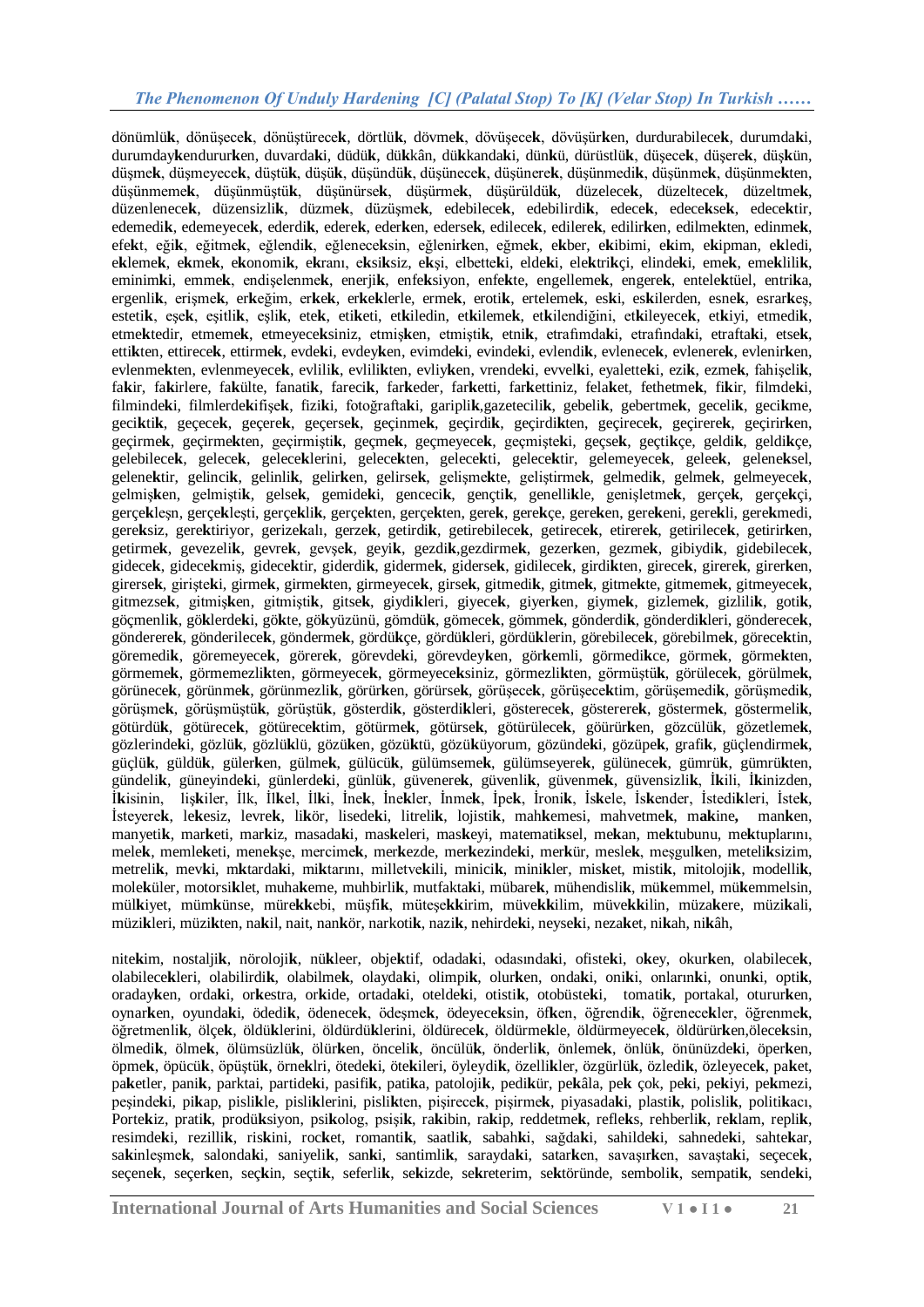dönümlü**k**, dönüşece**k**, dönüştürece**k**, dörtlü**k**, dövme**k**, dövüşece**k**, dövüşür**k**en, durdurabilece**k**, durumda**k**i, durumday**k**endurur**k**en, duvarda**k**i, düdü**k**, dü**k**kân, dü**k**kanda**k**i, dün**k**ü, dürüstlü**k**, düşece**k**, düşere**k**, düş**k**ün, düşme**k**, düşmeyece**k**, düştü**k**, düşü**k**, düşündü**k**, düşünece**k**, düşünere**k**, düşünmedi**k**, düşünme**k**, düşünme**k**ten, düşünmeme**k**, düşünmüştü**k**, düşünürse**k**, düşürme**k**, düşürüldü**k**, düzelece**k**, düzeltece**k**, düzeltme**k**, düzenlenece**k**, düzensizli**k**, düzme**k**, düzüşme**k**, edebilece**k**, edebilirdi**k**, edece**k**, edece**k**se**k**, edece**k**tir, edemedi**k**, edemeyece**k**, ederdi**k**, edere**k**, eder**k**en, edersе**k**, edilece**k**, edilere**k**, edilir**k**en, edilme**k**ten, edinme**k**, efe**k**t, eği**k**, eğitme**k**, eğlendi**k**, eğlenece**k**sin, eğlenir**k**en, eğme**k**, e**k**ber, e**k**ibimi, e**k**im, e**k**ipman, e**k**ledi, e**k**leme**k**, e**k**me**k**, e**k**onomi**k**, e**k**ranı, e**k**si**k**siz, e**k**şi, elbette**k**i, elde**k**i, ele**k**tri**k**çi, elinde**k**i, eme**k**, eme**k**lili**k**, eminim**k**i, emme**k**, endişelenme**k**, enerji**k**, enfe**k**siyon, enfe**k**te, engelleme**k**, engere**k**, entele**k**tüel, entri**k**a, ergenli**k**, erişme**k**, er**k**eğim, er**k**e**k**, er**k**e**k**lerle, erme**k**, eroti**k**, erteleme**k**, es**k**i, es**k**ilerden, esne**k**, esrar**k**eş, esteti**k**, eşe**k**, eşitli**k**, eşli**k**, ete**k**, eti**k**eti, et**k**iledin, et**k**ileme**k**, et**k**ilendiğini, et**k**ileyece**k**, et**k**iyi, etmedi**k**, etme**k**tedir, etmeme**k**, etmeyece**k**siniz, etmiş**k**en, etmişti**k**, etni**k**, etrafımda**k**i, etrafında**k**i, etrafta**k**i, etse**k**, etti**k**ten, ettirece**k**, ettirme**k**, evde**k**i, evdey**k**en, evimde**k**i, evinde**k**i, evlendi**k**, evlenece**k**, evlenere**k**, evlenir**k**en, evlenme**k**ten, evlenmeyece**k**, evlili**k**, evlili**k**ten, evliy**k**en, vrende**k**i, evvel**k**i, eyalette**k**i, ezi**k**, ezme**k**, fahişeli**k**, fa**k**ir, fa**k**irlere, fa**k**ülte, fanati**k**, farecі**k**, far**k**eder, far**k**etti, far**k**ettiniz, fela**k**et, fethetme**k**, fi**k**ir, filmde**k**i, filminde**k**i, filmlerde**k**ifişe**k**, fizi**k**i, fotoğrafta**k**i, garipli**k**,gazetecili**k**, gebeli**k**, gebertme**k**, geceli**k**, geci**k**me, geci**k**ti**k**, geçece**k**, geçere**k**, geçerse**k**, geçinme**k**, geçirdi**k**, geçirdi**k**ten, geçirece**k**, geçirere**k**, geçirir**k**en, geçirme**k**, geçirme**k**ten, geçirmişti**k**, geçme**k**, geçmeyece**k**, geçmişte**k**i, geçse**k**, geçti**k**çe, geldi**k**, geldi**k**çe, gelebilece**k**, gelece**k**, gelece**k**lerini, gelece**k**ten, gelece**k**ti, gelece**k**tir, gelemeyece**k**, gelee**k**, gelene**k**sel, gelene**k**tir, gelinci**k**, gelinli**k**, gelir**k**en, gelirse**k**, gelişme**k**te, geliştirme**k**, gelmedi**k**, gelme**k**, gelmeyece**k**, gelmiş**k**en, gelmişti**k**, gelse**k**, gemide**k**i, genceci**k**, gençti**k**, genelli**k**le, genişletme**k**, gerçe**k**, gerçe**k**çi, gerçe**k**leşn, gerçe**k**leşti, gerçe**k**li**k**, gerçe**k**ten, gerçe**k**ten, gere**k**, gere**k**çe, gere**k**en, gere**k**eni, gere**k**li, gere**k**medi, gere**k**siz, gere**k**tiriyor, gerize**k**alı, gerze**k**, getirdi**k**, getirebilece**k**, getirece**k**, etirere**k**, getirilece**k**, getirir**k**en, getirme**k**, gevezeli**k**, gevre**k**, gevşe**k**, geyi**k**, gezdi**k**,gezdirme**k**, gezer**k**en, gezme**k**, gibiydi**k**, gidebilece**k**, gidece**k**, gidece**k**miş, gidece**k**tir, giderdi**k**, giderme**k**, giderse**k**, gidilece**k**, girdi**k**ten, girece**k**, girere**k**, girer**k**en, girerse**k**, girişte**k**i, girme**k**, girme**k**ten, girmeyece**k**, girse**k**, gitmedi**k**, gitme**k**, gitme**k**te, gitmeme**k**, gitmeyece**k**, gitmezse**k**, gitmiş**k**en, gitmişti**k**, gitse**k**, giydi**k**leri, giyece**k**, giyer**k**en, giyme**k**, gizleme**k**, gizlili**k**, goti**k**, göçmenli**k**, gö**k**lerde**k**i, gö**k**te, gö**k**yüzünü, gömdü**k**, gömece**k**, gömme**k**, gönderdi**k**, gönderdi**k**leri, gönderece**k**, gönderere**k**, gönderilece**k**, gönderme**k**, gördü**k**çe, gördü**k**leri, gördü**k**lerin, görebilece**k**, görebilme**k**, görece**k**tin, göremedi**k**, göremeyece**k**, görere**k**, görevde**k**i, görevdey**k**en, gör**k**emli, görmedi**k**ce, görme**k**, görme**k**ten, görmeme**k**, görmemezli**k**ten, görmeyece**k**, görmeyece**k**siniz, görmezli**k**ten, görmüştü**k**, görülece**k**, görülme**k**, görünece**k**, görünme**k**, görünmezli**k**, görür**k**en, görürse**k**, görüşece**k**, görüşece**k**tim, görüşemedi**k**, görüşmedi**k**, görüşme**k**, görüşmüştü**k**, görüştü**k**, gösterdi**k**, gösterdi**k**leri, göstere**c**e**k**, gösterere**k**, gösterme**k**, göstermeli**k**, götürdü**k**, götürece**k**, götürece**k**tim, götürme**k**, götürse**k**, götürülece**k**, göürür**k**en, gözcülü**k**, gözetleme**k**, gözlerinde**k**i, gözlü**k**, gözlü**k**lü, gözü**k**en, gözü**k**tü, gözü**k**üyorum, gözünde**k**i, gözüpe**k**, grafi**k**, güçlendirme**k**, güçlü**k**, güldü**k**, güler**k**en, gülme**k**, gülücü**k**, gülümseme**k**, gülümseyere**k**, gülünece**k**, gümrü**k**, gümrü**k**ten, gündeli**k**, güneyinde**k**i, günlerde**k**i, günlü**k**, güvenere**k**, güvenli**k**, güvenme**k**, güvensizli**k**, İ**k**ili, İ**k**inizden, İ**k**isinin, liş**k**iler, İl**k**, İl**k**el, İl**k**i, İne**k**, İne**k**ler, İnme**k**, İpe**k**, İroni**k**, İs**k**ele, İs**k**ender, İstedi**k**leri, İste**k**, İsteyere**k**, le**k**esiz, levre**k**, li**k**ör, lisede**k**i, litreli**k**, lojisti**k**, mah**k**emesi, mahvetme**k**, m**a**k**ine**, man**k**en, manyeti**k**, mar**k**eti, mar**k**iz, masada**k**i, mas**k**eleri, mas**k**eyi, matemati**k**sel, me**k**an, me**k**tubunu, me**k**tuplarını, mele**k**, memle**k**eti, mene**k**şe, mercime**k**, mer**k**ezde, mer**k**ezinde**k**i, mer**k**ür, mesle**k**, meşgul**k**en, meteli**k**sizim, metreli**k**, mev**k**i, m**k**tarda**k**i, mi**k**tarını, milletve**k**ili, minici**k**, mini**k**ler, mis**k**et, misti**k**, mitoloji**k**, modelli**k**, mole**k**üler, motorsi**k**let, muha**k**eme, muhbirli**k**, mutfa**k**ta**k**i, mübare**k**, mühendisli**k**, mü**k**emmel, mü**k**emmelsin, mül**k**iyet, müm**k**ünse, müre**k**kebi, müşfi**k**, müteşe**k**kirim, müve**k**kilim, müve**k**kilin, müza**k**ere, müzi**k**ali, müzi**k**leri, müzi**k**ten, na**k**il, nait, nan**k**ör, nar**k**oti**k**, nazi**k**, nehirde**k**i, neyse**k**i, neza**k**et, ni**k**ah, ni**k**âh,

nite**k**im, nostalji**k**, nöroloji**k**, nü**k**leer, obje**k**tif, odada**k**i, odasında**k**i, ofiste**k**i, o**k**ey, okur**k**en, olabilece**k**, olabilece**k**leri, olabilirdi**k**, olabilme**k**, olayda**k**i, olimpi**k**, olur**k**en, onda**k**i, oni**k**i, onların**k**i, onun**k**i, opti**k**, oraday**k**en, orda**k**i, or**k**estra, or**k**ide, ortada**k**i, otelde**k**i, otisti**k**, otobüste**k**i, tomati**k**, portakal, oturur**k**en, oynar**k**en, oyunda**k**i, ödedi**k**, ödenece**k**, ödeşme**k**, ödeyece**k**sin, öf**k**en, öğrendi**k**, öğrenece**k**ler, öğrenme**k**, öğretmenli**k**, ölçe**k**, öldü**k**lerini, öldürdü**k**lerini, öldürece**k**, öldürme**k**le, öldürmeyece**k**, öldürür**k**en,ölece**k**sin, ölmedi**k**, ölme**k**, ölümsüzlü**k**, ölür**k**en, önceli**k**, öncülü**k**, önderli**k**, önleme**k**, önlü**k**, önünüzde**k**i, öper**k**en, öpme**k**, öpücü**k**, öpüştü**k**, örne**k**lri, ötede**k**i, öte**k**ileri, öyleydi**k**, özelli**k**ler, özgürlü**k**, özledi**k**, özleyece**k**, pa**k**et, pa**k**etler, pani**k**, parktai, partide**k**i, pasifi**k**, pati**k**a, patoloji**k**, pedi**k**ür, pe**k**âla, pe**k** çok, pe**k**i, pe**k**iyi, pe**k**mezi, peşinde**k**i, pi**k**ap, pisli**k**le, pisli**k**lerini, pisli**k**ten, pişirece**k**, pişirme**k**, piyasada**k**i, plasti**k**, polisli**k**, politi**k**acı, Porte**k**iz, prati**k**, prodü**k**siyon, psi**k**olog, psişi**k**, ra**k**ibin, ra**k**ip, reddetme**k**, refle**k**s, rehberli**k**, re**k**lam, repli**k**, resimde**k**i, rezilli**k**, ris**k**ini, roc**k**et, romanti**k**, saatli**k**, sabah**k**i, sağda**k**i, sahilde**k**i, sahnede**k**i, sahte**k**ar, sa**k**inleşme**k**, salonda**k**i, saniyeli**k**, san**k**i, santimli**k**, sarayda**k**i, satar**k**en, savaşır**k**en, savaşta**k**i, seçece**k**, seçene**k**, seçer**k**en, seç**k**in, seçti**k**, seferli**k**, se**k**izde, se**k**reterim, se**k**töründe, semboli**k**, sempati**k**, sende**k**i,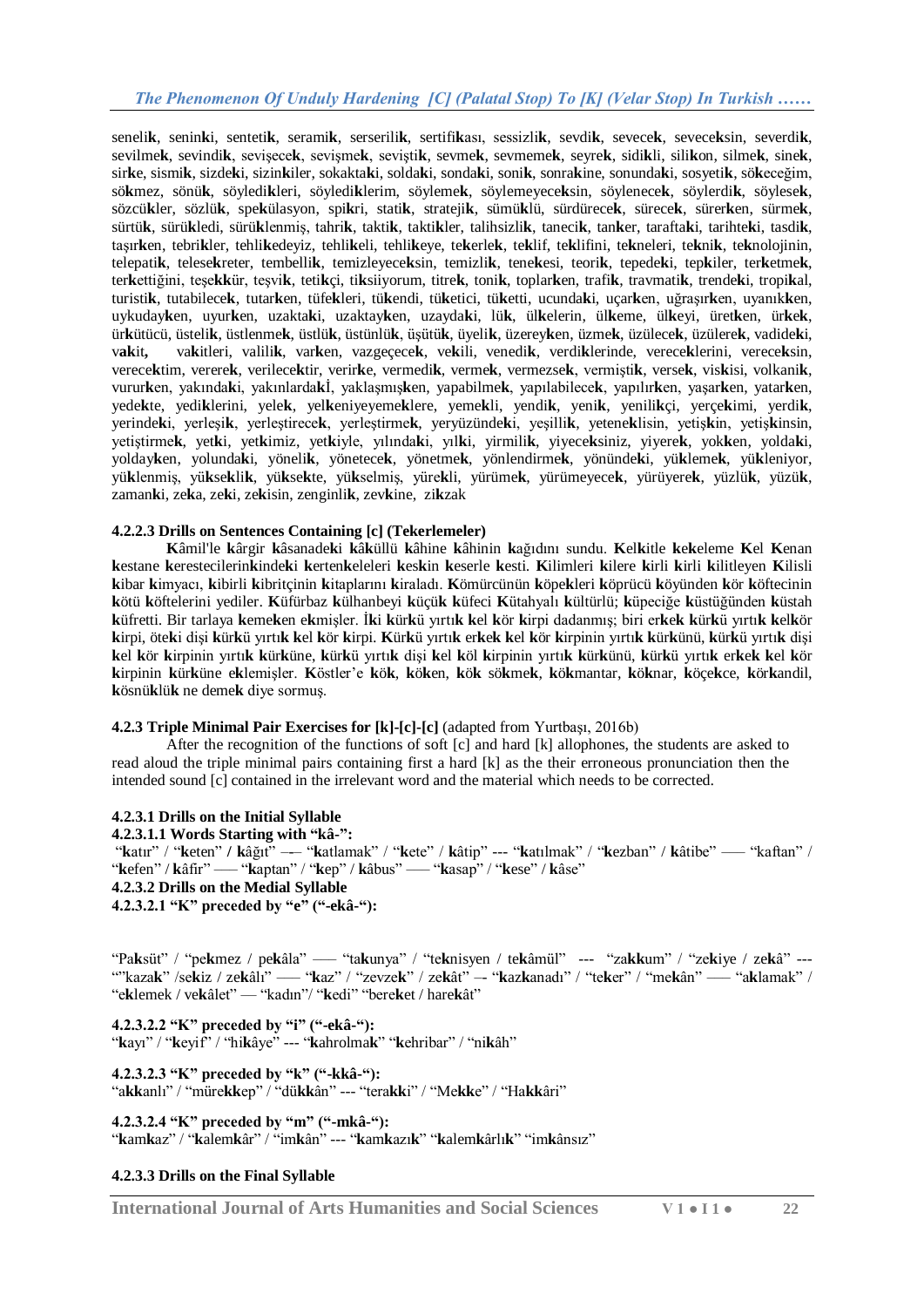seneli**k**, senin**k**i, sentetik, serami**k**, serserili**k**, sertifi**k**ası, sessizli**k**, sevdi**k**, sevece**k**, sevece**k**sin, severdi**k**, sevilme**k**, sevindi**k**, sevişece**k**, sevişme**k**, seviştik, sevme**k**, sevmeme**k**, seyre**k**, sidi**k**li, sili**k**on, silme**k**, sine**k**, sir**k**e, sismi**k**, sizde**k**i, sizin**k**iler, sokakta**k**i, solda**k**i, sonda**k**i, soni**k**, sonra**k**ine, sonunda**k**i, sosyeti**k**, sö**k**eceğim, sö**k**mez, sönü**k**, söyledi**k**leri, söyledi**k**lerim, söyleme**k**, söylemeyece**k**sin, söylenece**k**, söylerdi**k**, söylese**k**, sözcü**k**ler, sözlü**k**, spe**k**ülasyon, spi**k**ri, stati**k**, strateji**k**, sümü**k**lü, sürdürece**k**, sürece**k**, sürer**k**en, sürme**k**, sürtü**k**, sürü**k**ledi, sürü**k**lenmiş, tahri**k**, takti**k**, takti**k**ler, talihsizli**k**, taneci**k**, tan**k**er, tarafta**k**i, tarihte**k**i, tasdi**k**, taşır**k**en, tebri**k**ler, tehli**k**edeyiz, tehli**k**eli, tehli**k**eye, te**k**erle**k**, te**k**lif, te**k**lifini, te**k**neleri, te**k**ni**k**, te**k**nolojinin, telepati**k**, telese**k**reter, tembelli**k**, temizleyece**k**sin, temizli**k**, tene**k**esi, teori**k**, tepede**k**i, tep**k**iler, ter**k**etme**k**, ter**k**ettiğini, teşe**kk**ür, teşvi**k**, teti**k**çi, ti**k**siiyorum, titre**k**, toni**k**, toplar**k**en, trafi**k**, travmati**k**, trende**k**i, tropi**k**al, turisti**k**, tutabilece**k**, tutar**k**en, tüfe**k**leri, tü**k**endi, tü**k**etici, tü**k**etti, ucunda**k**i, uçar**k**en, uğraşır**k**en, uyanı**k**en, uykuday**k**en, uyur**k**en, uzakta**k**i, uzaktay**k**en, uzayda**k**i, lü**k**, ül**k**elerin, ül**k**eme, ül**k**eyi, üret**k**en, ür**k**e**k**, ür**k**ütücü, üsteli**k**, üstlenme**k**, üstlü**k**, üstünlü**k**, üşütü**k**, üyeli**k**, üzerey**k**en, üzme**k**, üzülece**k**, üzülere**k**, vadide**k**i, va**k**it, va**k**itleri, valili**k**, var**k**en, vazgeçece**k**, ve**k**ili, venedi**k**, verdi**k**lerinde, verece**k**lerini, verece**k**sin, verece**k**tim, verere**k**, verilece**k**tir, verir**k**e, vermedi**k**, verme**k**, vermezse**k**, vermişti**k**, verse**k**, vis**k**isi, volkani**k**, vurur**k**en, yakında**k**i, yakınlarda**k**İ, yaklaşmış**k**en, yapabilme**k**, yapılabilece**k**, yapılır**k**en, yaşar**k**en, yatar**k**en, yede**k**te, yedi**k**lerini, yele**k**, yel**k**eniyeyeme**k**lere, yeme**k**li, yendi**k**, yeni**k**, yenili**k**çi, yerçe**k**imi, yerdi**k**, yerinde**k**i, yerleşi**k**, yerleştirece**k**, yerleştirme**k**, yeryüzünde**k**i, yeşilli**k**, yetene**k**lisin, yetiş**k**in, yetiş**k**insin, yetiştirme**k**, yet**k**i, yet**k**imiz, yet**k**iyle, yılında**k**i, yıl**k**i, yirmili**k**, yiyece**k**siniz, yiyere**k**, yok**k**en, yolda**k**i, yolday**k**en, yolunda**k**i, yöneli**k**, yönetece**k**, yönetme**k**, yönlendirme**k**, yönünde**k**i, yü**k**leme**k**, yü**k**leniyor, yü**k**lenmiş, yü**k**se**k**li**k**, yü**k**se**k**te, yü**k**selmiş, yüre**k**li, yürüme**k**, yürümeyece**k**, yürüyere**k**, yüzlü**k**, yüzü**k**, zaman**k**i, ze**k**a, ze**k**i, ze**k**isin, zenginli**k**, zev**k**ine, zi**k**zak

**4.2.2.3 Drills on Sentences Containing [c] (Tekerlemeler)**

**K**âmil'le **k**ârgir **k**âsanade**k**i **k**âküllü **k**âhine **k**âhinin **k**ağıdını sundu. **K**el**k**itle **k**e**k**eleme **K**el **K**enan **k**estane **k**erestecilerin**k**inde**k**i **k**erten**k**eleleri **k**es**k**in **k**eserle **k**esti. **K**ilimleri **k**ilere **k**irli **k**irli **k**ilitleyen **K**ilisli **k**ibar **k**imyacı, **k**ibirli **k**ibritçinin **k**itaplarını **k**iraladı. **K**ömürcünün **k**öpe**k**leri **k**öprücü **k**öyünden **k**ör **k**öftecinin **k**ötü **k**öftelerini yediler. **K**üfürbaz **k**ülhanbeyi **k**üçü**k** **k**üfeci **K**ütahyalı **k**ültürlü; **k**üpeciğe **k**üstüğünden **k**üstah **k**üfretti. Bir tarlaya **k**eme**k**en e**k**mişler. **İ**ki **k**ür**k**ü yırtı**k** **k**el **k**ör **k**irpi dadanmış; biri er**k**e**k** **k**ür**k**ü yırtı**k** **k**el**k**ör **k**irpi, öte**k**i dişi **k**ür**k**ü yırtı**k** **k**el **k**ör **k**irpi. **K**ür**k**ü yırtı**k** er**k**e**k** **k**el **k**ör **k**irpinin yırtı**k** **k**ür**k**ünü, **k**ür**k**ü yırtı**k** dişi **k**el **k**ör **k**irpinin yırtı**k** **k**ür**k**üne, **k**ür**k**ü yırtı**k** dişi **k**el **k**öl **k**irpinin yırtı**k** **k**ür**k**ünü, **k**ür**k**ü yırtı**k** er**k**e**k** **k**el **k**ör **k**irpinin **k**ür**k**üne e**k**lemişler. **K**östler'e **k**ö**k**, **k**ö**k**en, **k**ö**k** sö**k**me**k**, **k**ö**k**mantar, **k**ö**k**nar, **k**öçe**k**ce, **k**ör**k**andil, **k**ösnü**k**lü**k** ne deme**k** diye sormuş.

**4.2.3 Triple Minimal Pair Exercises for [k]-[c]-[c]** (adapted from Yurtbaşı, 2016b)

After the recognition of the functions of soft [c] and hard [k] allophones, the students are asked to read aloud the triple minimal pairs containing first a hard [k] as the their erroneous pronunciation then the intended sound [c] contained in the irrelevant word and the material which needs to be corrected.

**4.2.3.1 Drills on the Initial Syllable**

**4.2.3.1.1 Words Starting with "kâ-":**

"**k**atır" / "**k**eten" / **k**âğıt" –— "**k**atlamak" / "**k**ete" / **k**âtip" --- "**k**atılmak" / "**k**ezban" / **k**âtibe" —– "kaftan" / "**k**efen" / **k**âfir" —– "**k**aptan" / "**k**ep" / **k**âbus" —– "**k**asap" / "**k**ese" / **k**âse"

**4.2.3.2 Drills on the Medial Syllable**

**4.2.3.2.1 "K" preceded by "e" ("-ekâ-"):**

"Pa**k**süt" / "pe**k**mez / pe**k**âla" —– "ta**k**unya" / "te**k**nisyen / te**k**âmül" --- "za**kk**um" / "ze**k**iye / ze**k**â" --- ""kaza**k**" /se**k**iz / ze**k**âlı" —– "**k**az" / "zevze**k**" / ze**k**ât" –- "**k**az**k**anadı" / "te**k**er" / "me**k**ân" —– "a**k**lamak" / "e**k**lemek / ve**k**âlet" — "kadın"/ "**k**edi" "bere**k**et / hare**k**ât"

**4.2.3.2.2 "K" preceded by "i" ("-ekâ-"):**

"**k**ayı" / "**k**eyif" / "hi**k**âye" --- "**k**ahrolma**k**" "**k**ehribar" / "ni**k**âh"

**4.2.3.2.3 "K" preceded by "k" ("-kkâ-"):**

"a**kk**anlı" / "müre**kk**ep" / "dü**kk**ân" --- "tera**kk**i" / "Me**kk**e" / "Ha**kk**âri"

**4.2.3.2.4 "K" preceded by "m" ("-mkâ-"):**

"**k**am**k**az" / "**k**alem**k**âr" / "im**k**ân" --- "**k**am**k**azı**k**" "**k**alem**k**ârlı**k**" "im**k**ânsız"

**4.2.3.3 Drills on the Final Syllable**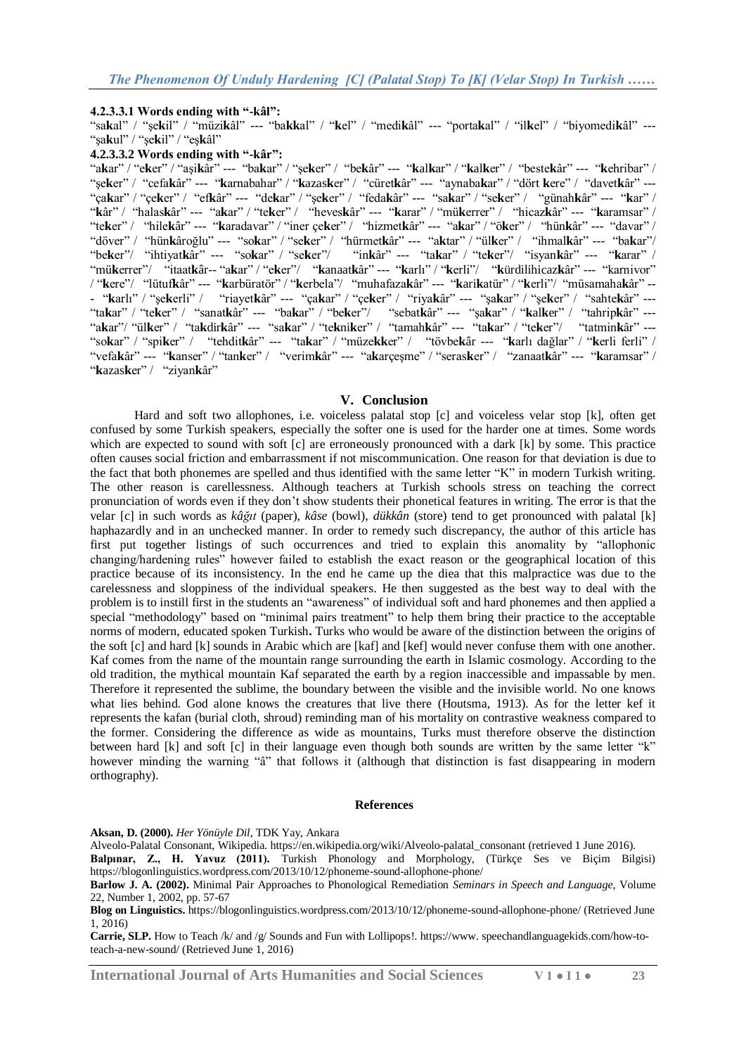#### 4.2.3.3.1 Words ending with "-kâl":

"sa**k**al" / "şe**k**il" / "müzi**k**âl" --- "ba**kk**al" / "**k**el" / "medi**k**âl" --- "porta**k**al" / "il**k**el" / "biyomedi**k**âl" --- "şa**k**ul" / "şe**k**il" / "eş**k**âl"

#### 4.2.3.3.2 Words ending with "-kâr":

"a**k**ar" / "e**k**er" / "aşi**k**âr" --- "ba**k**ar" / "şe**k**er" / "be**k**âr" --- "**k**al**k**ar" / "**k**al**k**er" / "beste**k**âr" --- "**k**ehribar" / "şe**k**er" / "cefa**k**âr" --- "**k**arnabahar" / "**k**azas**k**er" / "cüret**k**âr" --- "aynaba**k**ar" / "dört **k**ere" / "davet**k**âr" --- "ça**k**ar" / "çe**k**er" / "ef**k**âr" --- "de**k**ar" / "şe**k**er" / "feda**k**âr" --- "sa**k**ar" / "se**k**er" / "günah**k**âr" --- "**k**ar" / "**k**âr" / "halas**k**âr" --- "a**k**ar" / "te**k**er" / "heves**k**âr" --- "**k**arar" / "mü**k**errer" / "hicaz**k**âr" --- "**k**aramsar" / "te**k**er" / "hile**k**âr" --- "**k**aradavar" / "iner çe**k**er" / "hizmet**k**âr" --- "a**k**ar" / "ö**k**er" / "hün**k**âr" --- "davar" / "döver" / "hün**k**âroğlu" --- "so**k**ar" / "se**k**er" / "hürmet**k**âr" --- "a**k**tar" / "ül**k**er" / "ihmal**k**âr" --- "ba**k**ar"/ "be**k**er"/ "ihtiyat**k**âr" --- "so**k**ar" / "se**k**er"/ "in**k**âr" --- "ta**k**ar" / "te**k**er"/ "isyan**k**âr" --- "**k**arar" / "mü**k**errer"/ "itaat**k**âr-- "a**k**ar" / "e**k**er"/ "**k**anaat**k**âr" --- "**k**arlı" / "**k**erli"/ "**k**ürdilihicaz**k**âr" --- "karnivor" / "**k**ere"/ "lütuf**k**âr" --- "**k**arbüratör" / "**k**erbela"/ "muhafaza**k**âr" --- "**k**ari**k**atür" / "**k**erli"/ "müsamaha**k**âr" --- "**k**arlı" / "şe**k**erli" / "riayet**k**âr" --- "ça**k**ar" / "çe**k**er" / "riya**k**âr" --- "şa**k**ar" / "şe**k**er" / "sahte**k**âr" --- "ta**k**ar" / "te**k**er" / "sanat**k**âr" --- "ba**k**ar" / "be**k**er"/ "sebat**k**âr" --- "şa**k**ar" / "**k**al**k**er" / "tahrip**k**âr" --- "a**k**ar"/ "ül**k**er" / "ta**k**dir**k**âr" --- "sa**k**ar" / "te**k**ni**k**er" / "tamah**k**âr" --- "ta**k**ar" / "te**k**er"/ "tatmin**k**âr" --- "so**k**ar" / "spi**k**er" / "tehdit**k**âr" --- "ta**k**ar" / "müze**kk**er" / "tövbe**k**âr --- "**k**arlı dağlar" / "**k**erli ferli" / "vefa**k**âr" --- "**k**anser" / "tan**k**er" / "verim**k**âr" --- "a**k**arçeşme" / "seras**k**er" / "zanaat**k**âr" --- "**k**aramsar" / "**k**azas**k**er" / "ziyan**k**âr"

## V. Conclusion

Hard and soft two allophones, i.e. voiceless palatal stop [c] and voiceless velar stop [k], often get confused by some Turkish speakers, especially the softer one is used for the harder one at times. Some words which are expected to sound with soft [c] are erroneously pronounced with a dark [k] by some. This practice often causes social friction and embarrassment if not miscommunication. One reason for that deviation is due to the fact that both phonemes are spelled and thus identified with the same letter "K" in modern Turkish writing. The other reason is carellessness. Although teachers at Turkish schools stress on teaching the correct pronunciation of words even if they don't show students their phonetical features in writing. The error is that the velar [c] in such words as *kâğıt* (paper), *kâse* (bowl), *dükkân* (store) tend to get pronounced with palatal [k] haphazardly and in an unchecked manner. In order to remedy such discrepancy, the author of this article has first put together listings of such occurrences and tried to explain this anomaly by "allophonic changing/hardening rules" however failed to establish the exact reason or the geographical location of this practice because of its inconsistency. In the end he came up the diea that this malpractice was due to the carelessness and sloppiness of the individual speakers. He then suggested as the best way to deal with the problem is to instill first in the students an "awareness" of individual soft and hard phonemes and then applied a special "methodology" based on "minimal pairs treatment" to help them bring their practice to the acceptable norms of modern, educated spoken Turkish**.** Turks who would be aware of the distinction between the origins of the soft [c] and hard [k] sounds in Arabic which are [kaf] and [kef] would never confuse them with one another. Kaf comes from the name of the mountain range surrounding the earth in Islamic cosmology. According to the old tradition, the mythical mountain Kaf separated the earth by a region inaccessible and impassable by men. Therefore it represented the sublime, the boundary between the visible and the invisible world. No one knows what lies behind. God alone knows the creatures that live there (Houtsma, 1913). As for the letter kef it represents the kafan (burial cloth, shroud) reminding man of his mortality on contrastive weakness compared to the former. Considering the difference as wide as mountains, Turks must therefore observe the distinction between hard [k] and soft [c] in their language even though both sounds are written by the same letter "k" however minding the warning "â" that follows it (although that distinction is fast disappearing in modern orthography).

## References

**Aksan, D. (2000).** *Her Yönüyle Dil*, TDK Yay, Ankara

Alveolo-Palatal Consonant, Wikipedia. https://en.wikipedia.org/wiki/Alveolo-palatal_consonant (retrieved 1 June 2016).

**Balpınar, Z., H. Yavuz (2011).** Turkish Phonology and Morphology, (Türkçe Ses ve Biçim Bilgisi) https://blogonlinguistics.wordpress.com/2013/10/12/phoneme-sound-allophone-phone/

**Barlow J. A. (2002).** Minimal Pair Approaches to Phonological Remediation *Seminars in Speech and Language*, Volume 22, Number 1, 2002, pp. 57-67

**Blog on Linguistics.** https://blogonlinguistics.wordpress.com/2013/10/12/phoneme-sound-allophone-phone/ (Retrieved June 1, 2016)

**Carrie, SLP.** How to Teach /k/ and /g/ Sounds and Fun with Lollipops!. https://www. speechandlanguagekids.com/how-to-teach-a-new-sound/ (Retrieved June 1, 2016)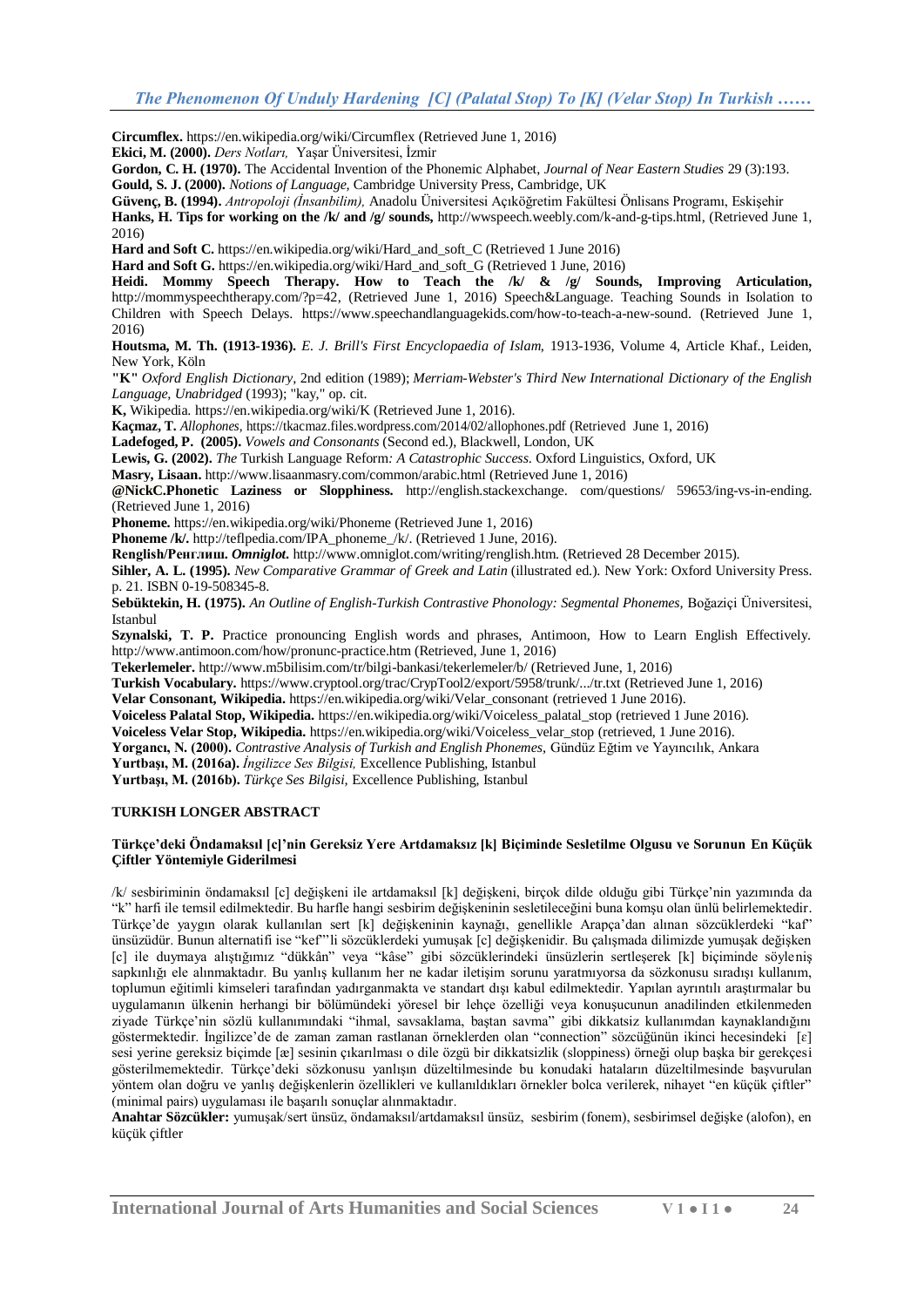**Circumflex.** https://en.wikipedia.org/wiki/Circumflex (Retrieved June 1, 2016)

**Ekici, M. (2000).** *Ders Notları,* Yaşar Üniversitesi, İzmir

**Gordon, C. H. (1970).** The Accidental Invention of the Phonemic Alphabet, *Journal of Near Eastern Studies* 29 (3):193.

**Gould, S. J. (2000).** *Notions of Language,* Cambridge University Press, Cambridge, UK

**Güvenç, B. (1994).** *Antropoloji (İnsanbilim),* Anadolu Üniversitesi Açıköğretim Fakültesi Önlisans Programı, Eskişehir

**Hanks, H. Tips for working on the /k/ and /g/ sounds,** http://wwspeech.weebly.com/k-and-g-tips.html, (Retrieved June 1, 2016)

**Hard and Soft C.** https://en.wikipedia.org/wiki/Hard_and_soft_C (Retrieved 1 June 2016)

**Hard and Soft G.** https://en.wikipedia.org/wiki/Hard_and_soft_G (Retrieved 1 June, 2016)

**Heidi. Mommy Speech Therapy. How to Teach the /k/ & /g/ Sounds, Improving Articulation,** http://mommyspeechtherapy.com/?p=42, (Retrieved June 1, 2016) Speech&Language. Teaching Sounds in Isolation to Children with Speech Delays. https://www.speechandlanguagekids.com/how-to-teach-a-new-sound. (Retrieved June 1, 2016)

**Houtsma, M. Th. (1913-1936).** *E. J. Brill's First Encyclopaedia of Islam,* 1913-1936, Volume 4, Article Khaf., Leiden, New York, Köln

**"K"** *Oxford English Dictionary,* 2nd edition (1989); *Merriam-Webster's Third New International Dictionary of the English Language, Unabridged* (1993); "kay," op. cit.

**K,** Wikipedia. https://en.wikipedia.org/wiki/K (Retrieved June 1, 2016).

**Kaçmaz, T.** *Allophones,* https://tkacmaz.files.wordpress.com/2014/02/allophones.pdf (Retrieved June 1, 2016)

**Ladefoged, P. (2005).** *Vowels and Consonants* (Second ed.), Blackwell, London, UK

**Lewis, G. (2002).** *The* Turkish Language Reform*: A Catastrophic Success.* Oxford Linguistics, Oxford, UK

**Masry, Lisaan.** http://www.lisaanmasry.com/common/arabic.html (Retrieved June 1, 2016)

**@NickC.Phonetic Laziness or Slopphiness.** http://english.stackexchange. com/questions/ 59653/ing-vs-in-ending. (Retrieved June 1, 2016)

**Phoneme.** https://en.wikipedia.org/wiki/Phoneme (Retrieved June 1, 2016)

**Phoneme /k/.** http://teflpedia.com/IPA_phoneme_/k/. (Retrieved 1 June, 2016).

**Renglish/Ренглиш.** ***Omniglot.*** http://www.omniglot.com/writing/renglish.htm. (Retrieved 28 December 2015).

**Sihler, A. L. (1995).** *New Comparative Grammar of Greek and Latin* (illustrated ed.). New York: Oxford University Press. p. 21. ISBN 0-19-508345-8.

**Sebüktekin, H. (1975).** *An Outline of English-Turkish Contrastive Phonology: Segmental Phonemes,* Boğaziçi Üniversitesi, Istanbul

**Szynalski, T. P.** Practice pronouncing English words and phrases, Antimoon, How to Learn English Effectively. http://www.antimoon.com/how/pronunc-practice.htm (Retrieved, June 1, 2016)

**Tekerlemeler.** http://www.m5bilisim.com/tr/bilgi-bankasi/tekerlemeler/b/ (Retrieved June, 1, 2016)

**Turkish Vocabulary.** https://www.cryptool.org/trac/CrypTool2/export/5958/trunk/.../tr.txt (Retrieved June 1, 2016)

**Velar Consonant, Wikipedia.** https://en.wikipedia.org/wiki/Velar_consonant (retrieved 1 June 2016).

**Voiceless Palatal Stop, Wikipedia.** https://en.wikipedia.org/wiki/Voiceless_palatal_stop (retrieved 1 June 2016).

**Voiceless Velar Stop, Wikipedia.** https://en.wikipedia.org/wiki/Voiceless_velar_stop (retrieved, 1 June 2016).

**Yorgancı, N. (2000).** *Contrastive Analysis of Turkish and English Phonemes,* Gündüz Eğtim ve Yayıncılık, Ankara

**Yurtbaşı, M. (2016a).** *İngilizce Ses Bilgisi,* Excellence Publishing, Istanbul

**Yurtbaşı, M. (2016b).** *Türkçe Ses Bilgisi,* Excellence Publishing, Istanbul

## TURKISH LONGER ABSTRACT

### Türkçe'deki Öndamaksıl [c]'nin Gereksiz Yere Artdamaksız [k] Biçiminde Sesletilme Olgusu ve Sorunun En Küçük Çiftler Yöntemiyle Giderilmesi

/k/ sesbiriminin öndamaksıl [c] değişkeni ile artdamaksıl [k] değişkeni, birçok dilde olduğu gibi Türkçe'nin yazımında da "k" harfi ile temsil edilmektedir. Bu harfle hangi sesbirim değişkeninin sesletileceğini buna komşu olan ünlü belirlemektedir. Türkçe'de yaygın olarak kullanılan sert [k] değişkeninin kaynağı, genellikle Arapça'dan alınan sözcüklerdeki "kaf" ünsüzüdür. Bunun alternatifi ise "kef"'li sözcüklerdeki yumuşak [c] değişkenidir. Bu çalışmada dilimizde yumuşak değişken [c] ile duymaya alıştığımız "dükkân" veya "kâse" gibi sözcüklerindeki ünsüzlerin sertleşerek [k] biçiminde söyleniş sapkınlığı ele alınmaktadır. Bu yanlış kullanım her ne kadar iletişim sorunu yaratmıyorsa da sözkonusu sıradışı kullanım, toplumun eğitimli kimseleri tarafından yadırganmakta ve standart dışı kabul edilmektedir. Yapılan ayrıntılı araştırmalar bu uygulamanın ülkenin herhangi bir bölümündeki yöresel bir lehçe özelliği veya konuşucunun anadilinden etkilenmeden ziyade Türkçe'nin sözlü kullanımındaki "ihmal, savsaklama, baştan savma" gibi dikkatsiz kullanımdan kaynaklandığını göstermektedir. İngilizce'de de zaman zaman rastlanan örneklerden olan "connection" sözcüğünün ikinci hecesindeki [ɛ] sesi yerine gereksiz biçimde [æ] sesinin çıkarılması o dile özgü bir dikkatsizlik (sloppiness) örneği olup başka bir gerekçesi gösterilmemektedir. Türkçe'deki sözkonusu yanlışın düzeltilmesinde bu konudaki hataların düzeltilmesinde başvurulan yöntem olan doğru ve yanlış değişkenlerin özellikleri ve kullanıldıkları örnekler bolca verilerek, nihayet "en küçük çiftler" (minimal pairs) uygulaması ile başarılı sonuçlar alınmaktadır.

**Anahtar Sözcükler:** yumuşak/sert ünsüz, öndamaksıl/artdamaksıl ünsüz, sesbirim (fonem), sesbirimsel değişke (alofon), en küçük çiftler